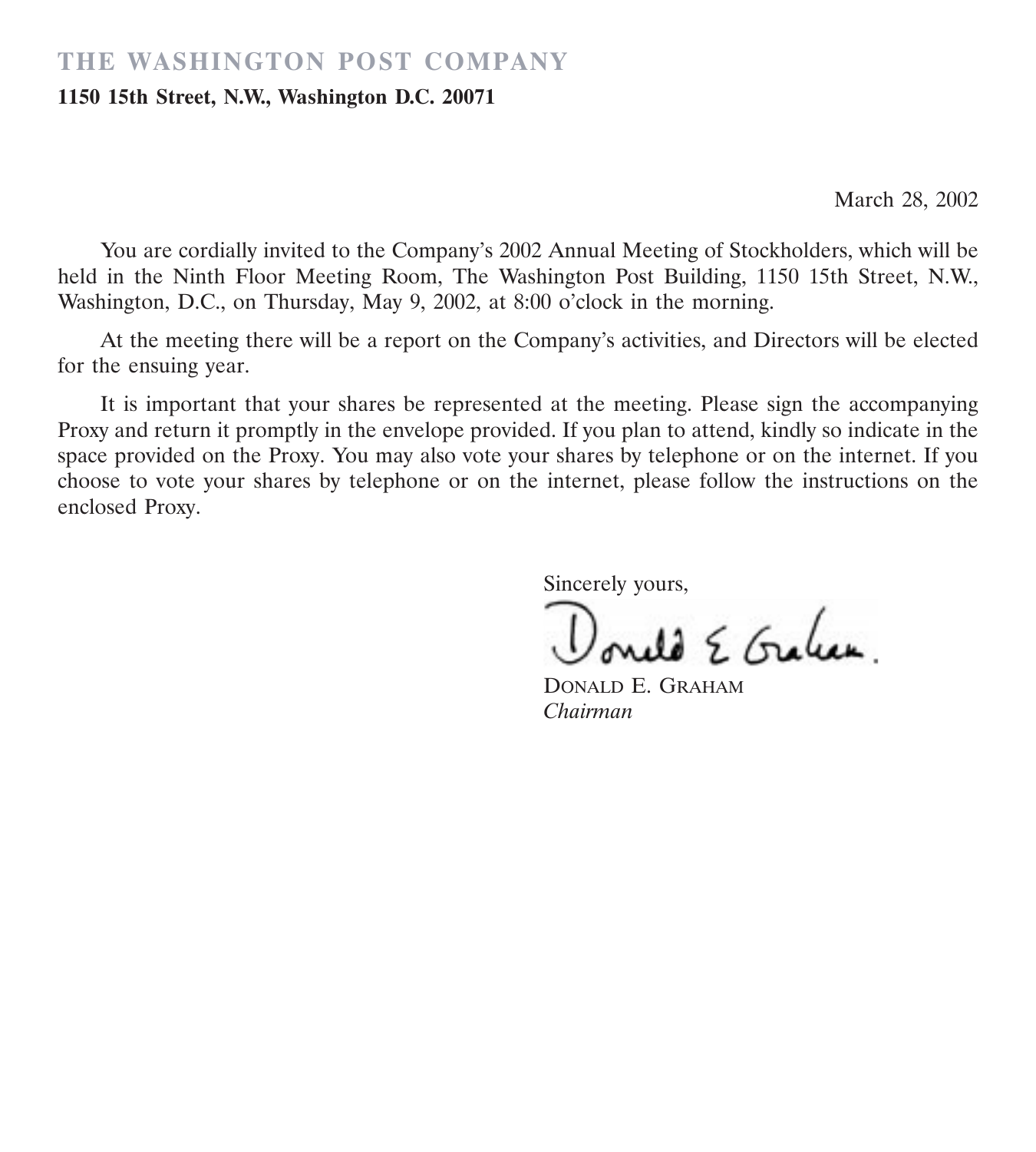# THE WASHINGTON POST COMPANY

**1150 15th Street, N.W., Washington D.C. 20071**

March 28, 2002

You are cordially invited to the Company's 2002 Annual Meeting of Stockholders, which will be held in the Ninth Floor Meeting Room, The Washington Post Building, 1150 15th Street, N.W., Washington, D.C., on Thursday, May 9, 2002, at 8:00 o'clock in the morning.

At the meeting there will be a report on the Company's activities, and Directors will be elected for the ensuing year.

It is important that your shares be represented at the meeting. Please sign the accompanying Proxy and return it promptly in the envelope provided. If you plan to attend, kindly so indicate in the space provided on the Proxy. You may also vote your shares by telephone or on the internet. If you choose to vote your shares by telephone or on the internet, please follow the instructions on the enclosed Proxy.

Sincerely yours,

Donald E. Graham

DONALD E. GRAHAM
*Chairman*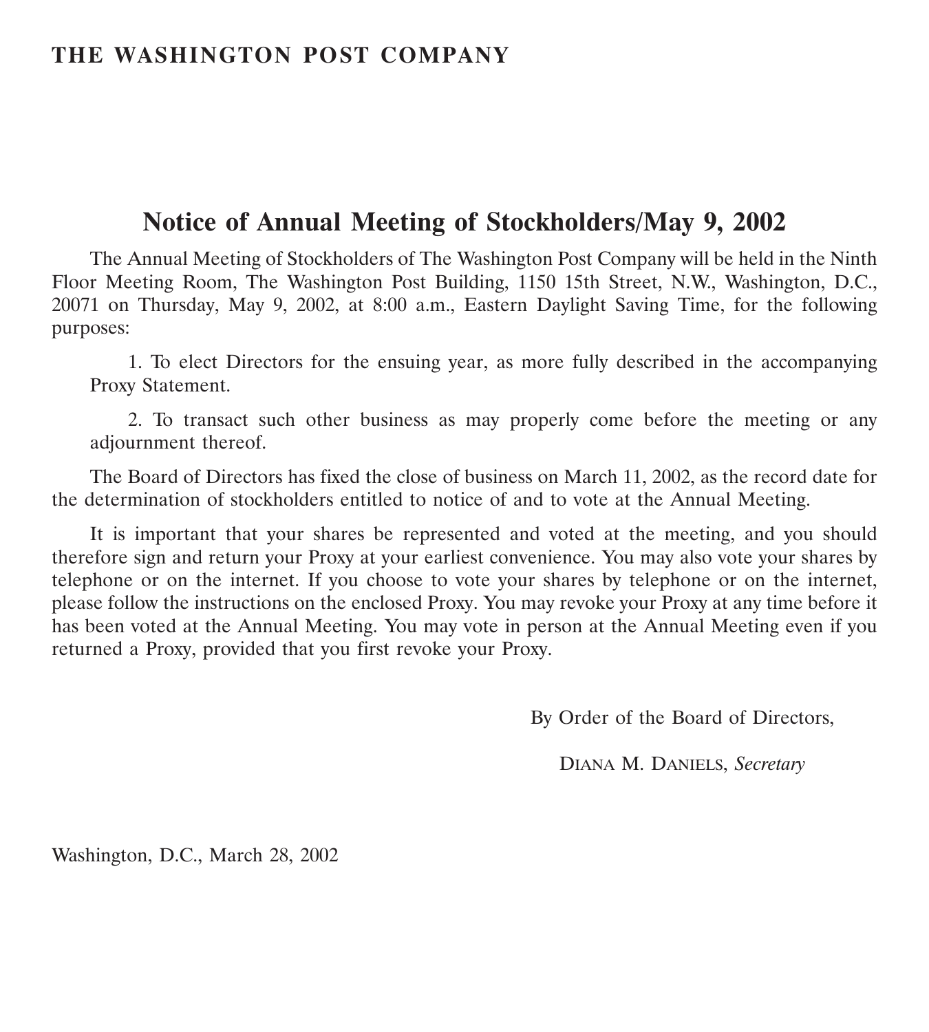**THE WASHINGTON POST COMPANY**

# Notice of Annual Meeting of Stockholders/May 9, 2002

The Annual Meeting of Stockholders of The Washington Post Company will be held in the Ninth Floor Meeting Room, The Washington Post Building, 1150 15th Street, N.W., Washington, D.C., 20071 on Thursday, May 9, 2002, at 8:00 a.m., Eastern Daylight Saving Time, for the following purposes:

1. To elect Directors for the ensuing year, as more fully described in the accompanying Proxy Statement.

2. To transact such other business as may properly come before the meeting or any adjournment thereof.

The Board of Directors has fixed the close of business on March 11, 2002, as the record date for the determination of stockholders entitled to notice of and to vote at the Annual Meeting.

It is important that your shares be represented and voted at the meeting, and you should therefore sign and return your Proxy at your earliest convenience. You may also vote your shares by telephone or on the internet. If you choose to vote your shares by telephone or on the internet, please follow the instructions on the enclosed Proxy. You may revoke your Proxy at any time before it has been voted at the Annual Meeting. You may vote in person at the Annual Meeting even if you returned a Proxy, provided that you first revoke your Proxy.

By Order of the Board of Directors,

DIANA M. DANIELS, *Secretary*

Washington, D.C., March 28, 2002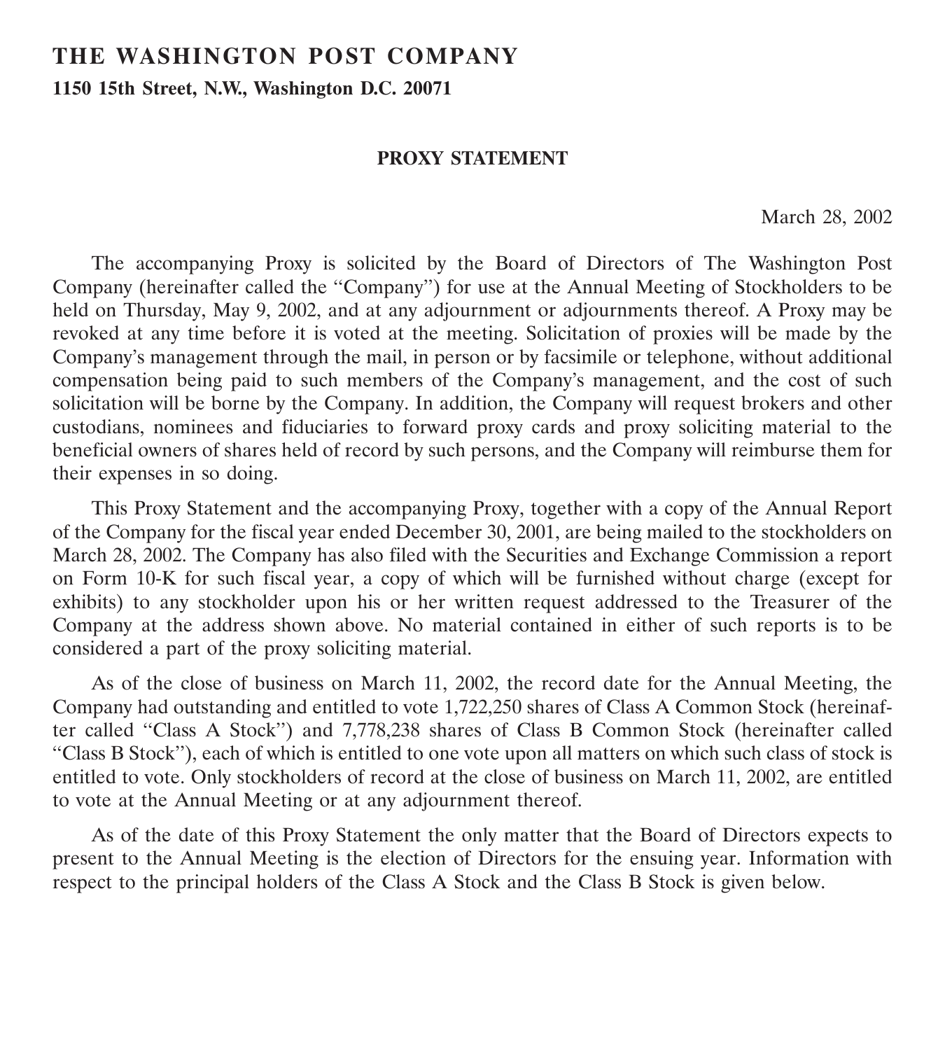# THE WASHINGTON POST COMPANY

**1150 15th Street, N.W., Washington D.C. 20071**

## PROXY STATEMENT

March 28, 2002

The accompanying Proxy is solicited by the Board of Directors of The Washington Post Company (hereinafter called the "Company") for use at the Annual Meeting of Stockholders to be held on Thursday, May 9, 2002, and at any adjournment or adjournments thereof. A Proxy may be revoked at any time before it is voted at the meeting. Solicitation of proxies will be made by the Company's management through the mail, in person or by facsimile or telephone, without additional compensation being paid to such members of the Company's management, and the cost of such solicitation will be borne by the Company. In addition, the Company will request brokers and other custodians, nominees and fiduciaries to forward proxy cards and proxy soliciting material to the beneficial owners of shares held of record by such persons, and the Company will reimburse them for their expenses in so doing.

This Proxy Statement and the accompanying Proxy, together with a copy of the Annual Report of the Company for the fiscal year ended December 30, 2001, are being mailed to the stockholders on March 28, 2002. The Company has also filed with the Securities and Exchange Commission a report on Form 10-K for such fiscal year, a copy of which will be furnished without charge (except for exhibits) to any stockholder upon his or her written request addressed to the Treasurer of the Company at the address shown above. No material contained in either of such reports is to be considered a part of the proxy soliciting material.

As of the close of business on March 11, 2002, the record date for the Annual Meeting, the Company had outstanding and entitled to vote 1,722,250 shares of Class A Common Stock (hereinafter called "Class A Stock") and 7,778,238 shares of Class B Common Stock (hereinafter called "Class B Stock"), each of which is entitled to one vote upon all matters on which such class of stock is entitled to vote. Only stockholders of record at the close of business on March 11, 2002, are entitled to vote at the Annual Meeting or at any adjournment thereof.

As of the date of this Proxy Statement the only matter that the Board of Directors expects to present to the Annual Meeting is the election of Directors for the ensuing year. Information with respect to the principal holders of the Class A Stock and the Class B Stock is given below.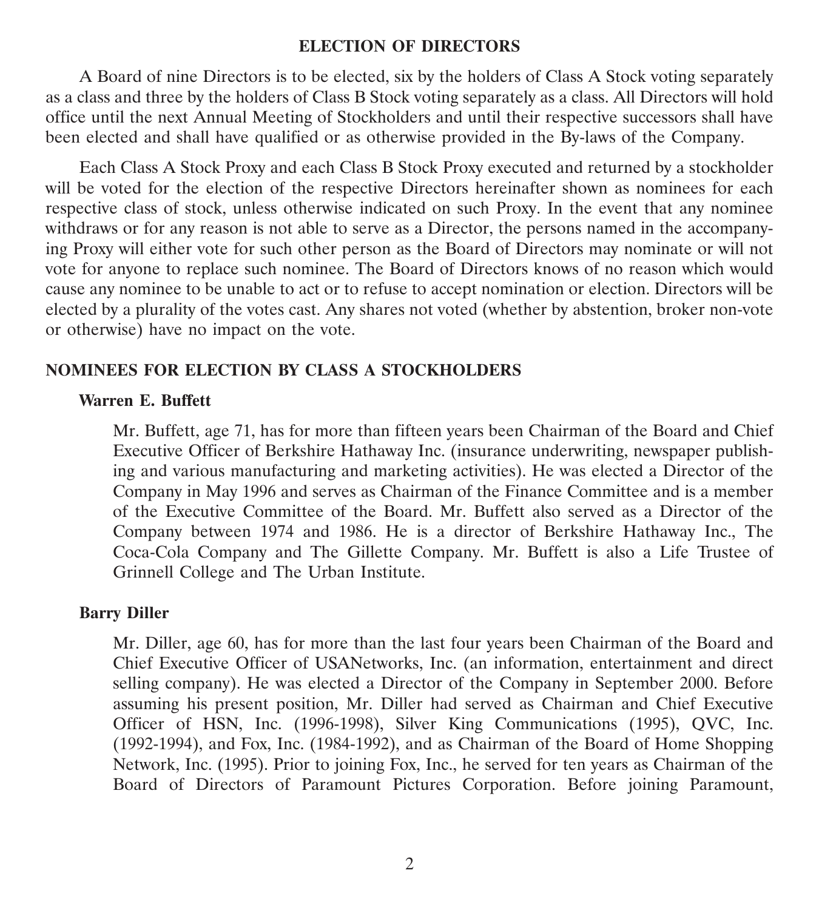## ELECTION OF DIRECTORS

A Board of nine Directors is to be elected, six by the holders of Class A Stock voting separately as a class and three by the holders of Class B Stock voting separately as a class. All Directors will hold office until the next Annual Meeting of Stockholders and until their respective successors shall have been elected and shall have qualified or as otherwise provided in the By-laws of the Company.

Each Class A Stock Proxy and each Class B Stock Proxy executed and returned by a stockholder will be voted for the election of the respective Directors hereinafter shown as nominees for each respective class of stock, unless otherwise indicated on such Proxy. In the event that any nominee withdraws or for any reason is not able to serve as a Director, the persons named in the accompanying Proxy will either vote for such other person as the Board of Directors may nominate or will not vote for anyone to replace such nominee. The Board of Directors knows of no reason which would cause any nominee to be unable to act or to refuse to accept nomination or election. Directors will be elected by a plurality of the votes cast. Any shares not voted (whether by abstention, broker non-vote or otherwise) have no impact on the vote.

### NOMINEES FOR ELECTION BY CLASS A STOCKHOLDERS

**Warren E. Buffett**

Mr. Buffett, age 71, has for more than fifteen years been Chairman of the Board and Chief Executive Officer of Berkshire Hathaway Inc. (insurance underwriting, newspaper publishing and various manufacturing and marketing activities). He was elected a Director of the Company in May 1996 and serves as Chairman of the Finance Committee and is a member of the Executive Committee of the Board. Mr. Buffett also served as a Director of the Company between 1974 and 1986. He is a director of Berkshire Hathaway Inc., The Coca-Cola Company and The Gillette Company. Mr. Buffett is also a Life Trustee of Grinnell College and The Urban Institute.

**Barry Diller**

Mr. Diller, age 60, has for more than the last four years been Chairman of the Board and Chief Executive Officer of USANetworks, Inc. (an information, entertainment and direct selling company). He was elected a Director of the Company in September 2000. Before assuming his present position, Mr. Diller had served as Chairman and Chief Executive Officer of HSN, Inc. (1996-1998), Silver King Communications (1995), QVC, Inc. (1992-1994), and Fox, Inc. (1984-1992), and as Chairman of the Board of Home Shopping Network, Inc. (1995). Prior to joining Fox, Inc., he served for ten years as Chairman of the Board of Directors of Paramount Pictures Corporation. Before joining Paramount,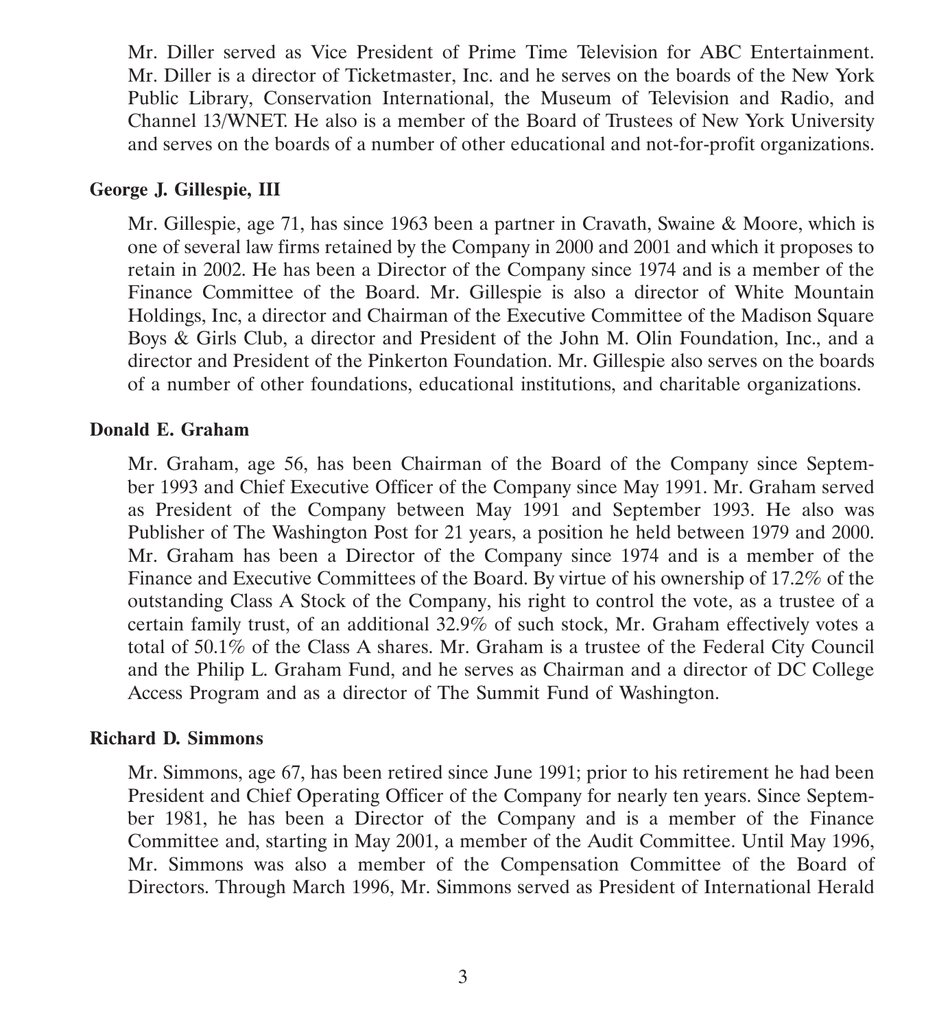Mr. Diller served as Vice President of Prime Time Television for ABC Entertainment. Mr. Diller is a director of Ticketmaster, Inc. and he serves on the boards of the New York Public Library, Conservation International, the Museum of Television and Radio, and Channel 13/WNET. He also is a member of the Board of Trustees of New York University and serves on the boards of a number of other educational and not-for-profit organizations.

**George J. Gillespie, III**

Mr. Gillespie, age 71, has since 1963 been a partner in Cravath, Swaine & Moore, which is one of several law firms retained by the Company in 2000 and 2001 and which it proposes to retain in 2002. He has been a Director of the Company since 1974 and is a member of the Finance Committee of the Board. Mr. Gillespie is also a director of White Mountain Holdings, Inc, a director and Chairman of the Executive Committee of the Madison Square Boys & Girls Club, a director and President of the John M. Olin Foundation, Inc., and a director and President of the Pinkerton Foundation. Mr. Gillespie also serves on the boards of a number of other foundations, educational institutions, and charitable organizations.

**Donald E. Graham**

Mr. Graham, age 56, has been Chairman of the Board of the Company since September 1993 and Chief Executive Officer of the Company since May 1991. Mr. Graham served as President of the Company between May 1991 and September 1993. He also was Publisher of The Washington Post for 21 years, a position he held between 1979 and 2000. Mr. Graham has been a Director of the Company since 1974 and is a member of the Finance and Executive Committees of the Board. By virtue of his ownership of 17.2% of the outstanding Class A Stock of the Company, his right to control the vote, as a trustee of a certain family trust, of an additional 32.9% of such stock, Mr. Graham effectively votes a total of 50.1% of the Class A shares. Mr. Graham is a trustee of the Federal City Council and the Philip L. Graham Fund, and he serves as Chairman and a director of DC College Access Program and as a director of The Summit Fund of Washington.

**Richard D. Simmons**

Mr. Simmons, age 67, has been retired since June 1991; prior to his retirement he had been President and Chief Operating Officer of the Company for nearly ten years. Since September 1981, he has been a Director of the Company and is a member of the Finance Committee and, starting in May 2001, a member of the Audit Committee. Until May 1996, Mr. Simmons was also a member of the Compensation Committee of the Board of Directors. Through March 1996, Mr. Simmons served as President of International Herald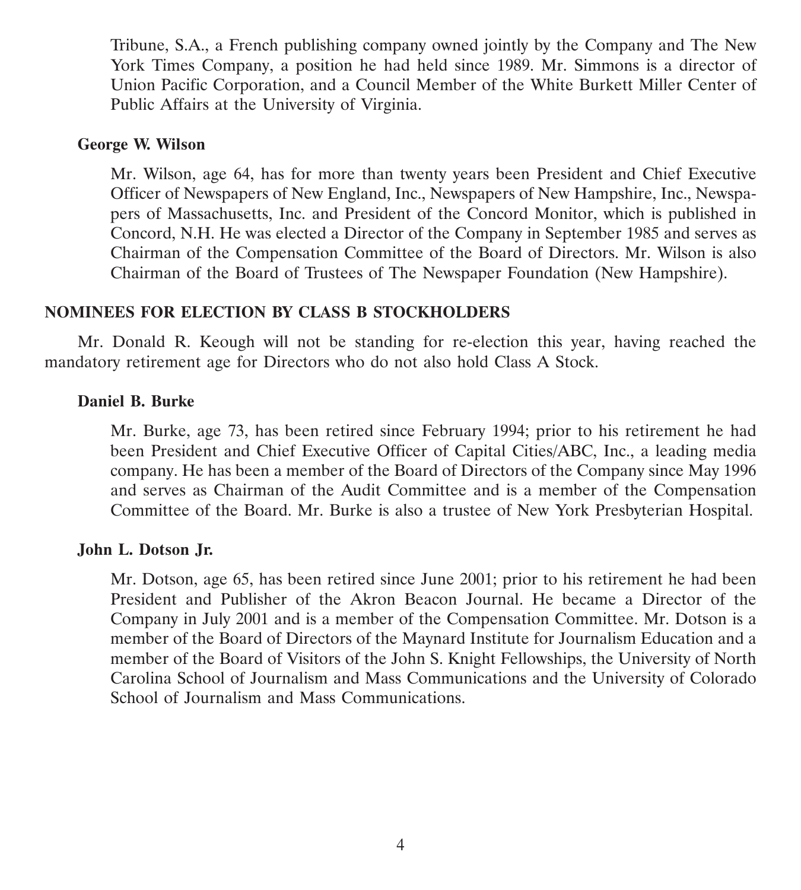Tribune, S.A., a French publishing company owned jointly by the Company and The New York Times Company, a position he had held since 1989. Mr. Simmons is a director of Union Pacific Corporation, and a Council Member of the White Burkett Miller Center of Public Affairs at the University of Virginia.

**George W. Wilson**

Mr. Wilson, age 64, has for more than twenty years been President and Chief Executive Officer of Newspapers of New England, Inc., Newspapers of New Hampshire, Inc., Newspapers of Massachusetts, Inc. and President of the Concord Monitor, which is published in Concord, N.H. He was elected a Director of the Company in September 1985 and serves as Chairman of the Compensation Committee of the Board of Directors. Mr. Wilson is also Chairman of the Board of Trustees of The Newspaper Foundation (New Hampshire).

## NOMINEES FOR ELECTION BY CLASS B STOCKHOLDERS

Mr. Donald R. Keough will not be standing for re-election this year, having reached the mandatory retirement age for Directors who do not also hold Class A Stock.

**Daniel B. Burke**

Mr. Burke, age 73, has been retired since February 1994; prior to his retirement he had been President and Chief Executive Officer of Capital Cities/ABC, Inc., a leading media company. He has been a member of the Board of Directors of the Company since May 1996 and serves as Chairman of the Audit Committee and is a member of the Compensation Committee of the Board. Mr. Burke is also a trustee of New York Presbyterian Hospital.

**John L. Dotson Jr.**

Mr. Dotson, age 65, has been retired since June 2001; prior to his retirement he had been President and Publisher of the Akron Beacon Journal. He became a Director of the Company in July 2001 and is a member of the Compensation Committee. Mr. Dotson is a member of the Board of Directors of the Maynard Institute for Journalism Education and a member of the Board of Visitors of the John S. Knight Fellowships, the University of North Carolina School of Journalism and Mass Communications and the University of Colorado School of Journalism and Mass Communications.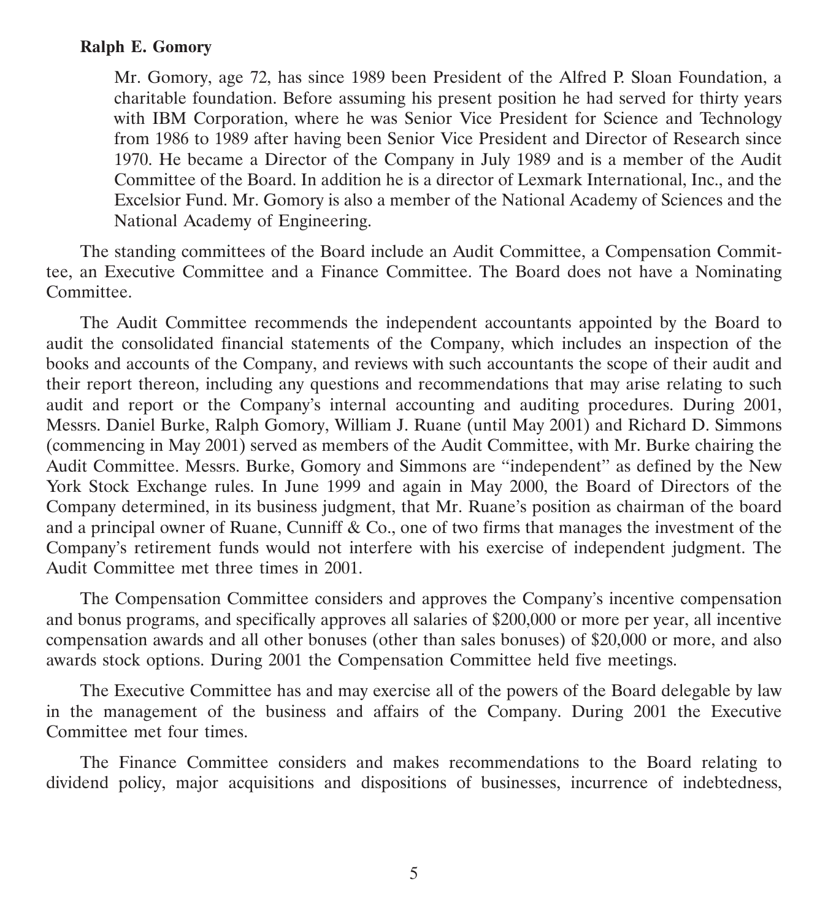**Ralph E. Gomory**

Mr. Gomory, age 72, has since 1989 been President of the Alfred P. Sloan Foundation, a charitable foundation. Before assuming his present position he had served for thirty years with IBM Corporation, where he was Senior Vice President for Science and Technology from 1986 to 1989 after having been Senior Vice President and Director of Research since 1970. He became a Director of the Company in July 1989 and is a member of the Audit Committee of the Board. In addition he is a director of Lexmark International, Inc., and the Excelsior Fund. Mr. Gomory is also a member of the National Academy of Sciences and the National Academy of Engineering.

The standing committees of the Board include an Audit Committee, a Compensation Committee, an Executive Committee and a Finance Committee. The Board does not have a Nominating Committee.

The Audit Committee recommends the independent accountants appointed by the Board to audit the consolidated financial statements of the Company, which includes an inspection of the books and accounts of the Company, and reviews with such accountants the scope of their audit and their report thereon, including any questions and recommendations that may arise relating to such audit and report or the Company's internal accounting and auditing procedures. During 2001, Messrs. Daniel Burke, Ralph Gomory, William J. Ruane (until May 2001) and Richard D. Simmons (commencing in May 2001) served as members of the Audit Committee, with Mr. Burke chairing the Audit Committee. Messrs. Burke, Gomory and Simmons are "independent" as defined by the New York Stock Exchange rules. In June 1999 and again in May 2000, the Board of Directors of the Company determined, in its business judgment, that Mr. Ruane's position as chairman of the board and a principal owner of Ruane, Cunniff & Co., one of two firms that manages the investment of the Company's retirement funds would not interfere with his exercise of independent judgment. The Audit Committee met three times in 2001.

The Compensation Committee considers and approves the Company's incentive compensation and bonus programs, and specifically approves all salaries of $200,000 or more per year, all incentive compensation awards and all other bonuses (other than sales bonuses) of $20,000 or more, and also awards stock options. During 2001 the Compensation Committee held five meetings.

The Executive Committee has and may exercise all of the powers of the Board delegable by law in the management of the business and affairs of the Company. During 2001 the Executive Committee met four times.

The Finance Committee considers and makes recommendations to the Board relating to dividend policy, major acquisitions and dispositions of businesses, incurrence of indebtedness,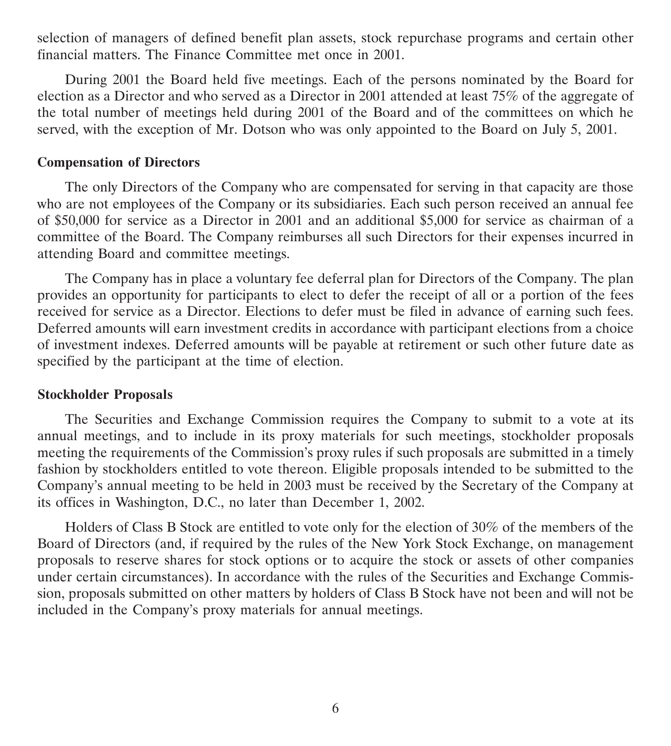selection of managers of defined benefit plan assets, stock repurchase programs and certain other financial matters. The Finance Committee met once in 2001.

During 2001 the Board held five meetings. Each of the persons nominated by the Board for election as a Director and who served as a Director in 2001 attended at least 75% of the aggregate of the total number of meetings held during 2001 of the Board and of the committees on which he served, with the exception of Mr. Dotson who was only appointed to the Board on July 5, 2001.

**Compensation of Directors**

The only Directors of the Company who are compensated for serving in that capacity are those who are not employees of the Company or its subsidiaries. Each such person received an annual fee of $50,000 for service as a Director in 2001 and an additional $5,000 for service as chairman of a committee of the Board. The Company reimburses all such Directors for their expenses incurred in attending Board and committee meetings.

The Company has in place a voluntary fee deferral plan for Directors of the Company. The plan provides an opportunity for participants to elect to defer the receipt of all or a portion of the fees received for service as a Director. Elections to defer must be filed in advance of earning such fees. Deferred amounts will earn investment credits in accordance with participant elections from a choice of investment indexes. Deferred amounts will be payable at retirement or such other future date as specified by the participant at the time of election.

**Stockholder Proposals**

The Securities and Exchange Commission requires the Company to submit to a vote at its annual meetings, and to include in its proxy materials for such meetings, stockholder proposals meeting the requirements of the Commission's proxy rules if such proposals are submitted in a timely fashion by stockholders entitled to vote thereon. Eligible proposals intended to be submitted to the Company's annual meeting to be held in 2003 must be received by the Secretary of the Company at its offices in Washington, D.C., no later than December 1, 2002.

Holders of Class B Stock are entitled to vote only for the election of 30% of the members of the Board of Directors (and, if required by the rules of the New York Stock Exchange, on management proposals to reserve shares for stock options or to acquire the stock or assets of other companies under certain circumstances). In accordance with the rules of the Securities and Exchange Commission, proposals submitted on other matters by holders of Class B Stock have not been and will not be included in the Company's proxy materials for annual meetings.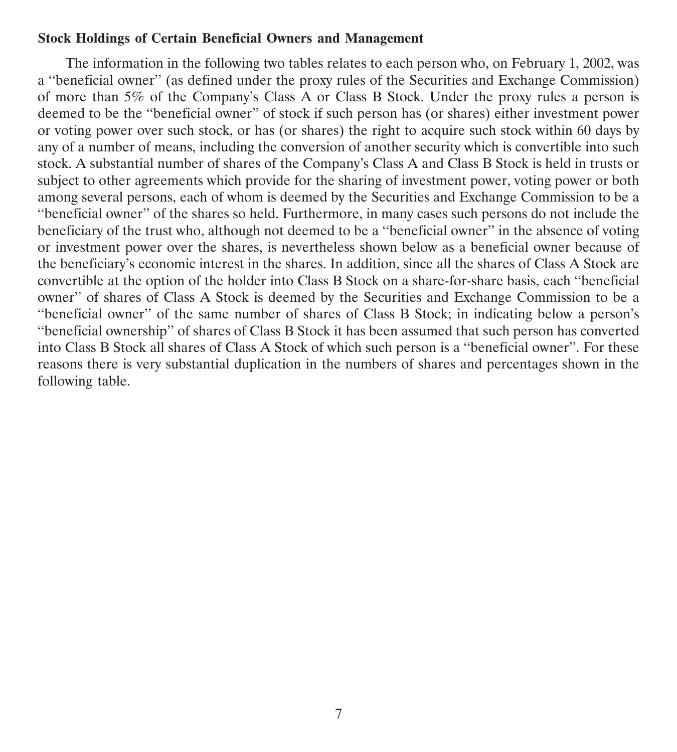**Stock Holdings of Certain Beneficial Owners and Management**

The information in the following two tables relates to each person who, on February 1, 2002, was a ''beneficial owner'' (as defined under the proxy rules of the Securities and Exchange Commission) of more than 5% of the Company's Class A or Class B Stock. Under the proxy rules a person is deemed to be the ''beneficial owner'' of stock if such person has (or shares) either investment power or voting power over such stock, or has (or shares) the right to acquire such stock within 60 days by any of a number of means, including the conversion of another security which is convertible into such stock. A substantial number of shares of the Company's Class A and Class B Stock is held in trusts or subject to other agreements which provide for the sharing of investment power, voting power or both among several persons, each of whom is deemed by the Securities and Exchange Commission to be a ''beneficial owner'' of the shares so held. Furthermore, in many cases such persons do not include the beneficiary of the trust who, although not deemed to be a ''beneficial owner'' in the absence of voting or investment power over the shares, is nevertheless shown below as a beneficial owner because of the beneficiary's economic interest in the shares. In addition, since all the shares of Class A Stock are convertible at the option of the holder into Class B Stock on a share-for-share basis, each ''beneficial owner'' of shares of Class A Stock is deemed by the Securities and Exchange Commission to be a ''beneficial owner'' of the same number of shares of Class B Stock; in indicating below a person's ''beneficial ownership'' of shares of Class B Stock it has been assumed that such person has converted into Class B Stock all shares of Class A Stock of which such person is a ''beneficial owner''. For these reasons there is very substantial duplication in the numbers of shares and percentages shown in the following table.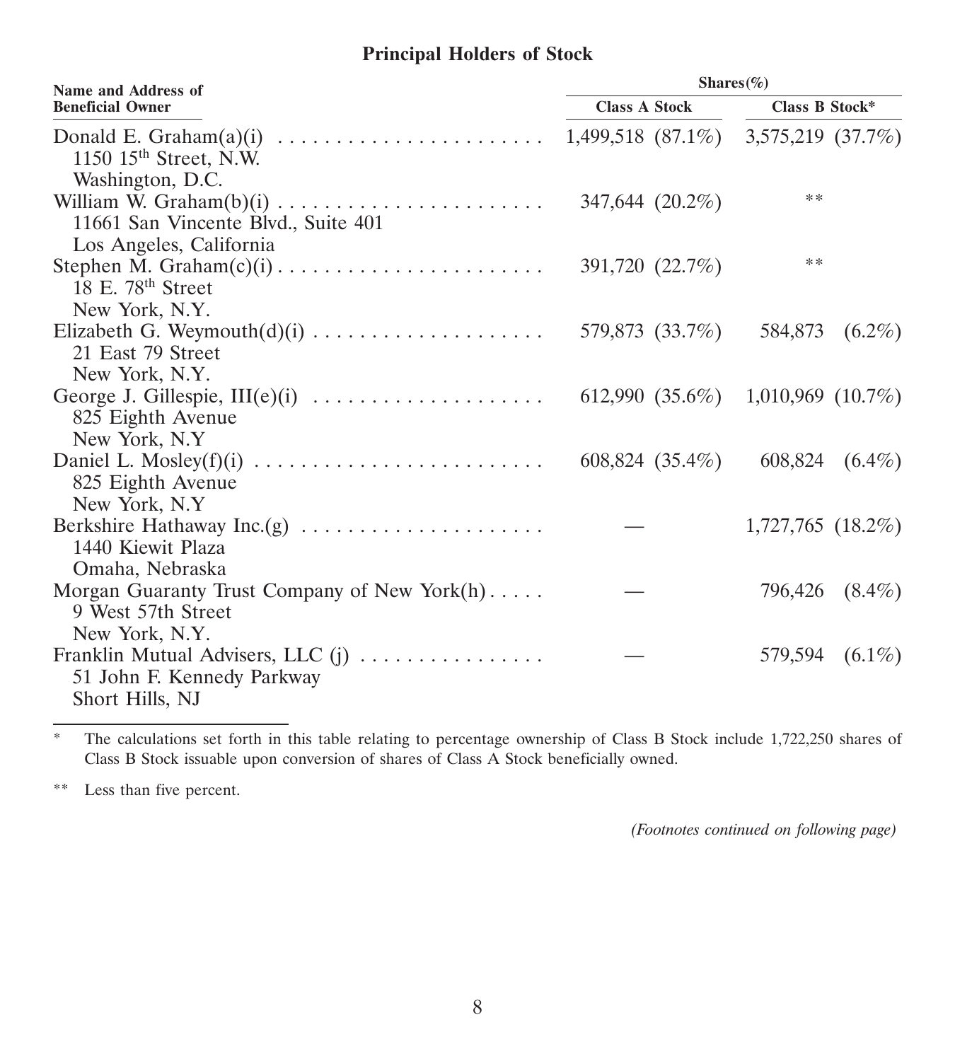## Principal Holders of Stock

| Name and Address of Beneficial Owner | Shares(%) | |
|---|---|---|
| | Class A Stock | Class B Stock* |
| Donald E. Graham(a)(i)<br>1150 15th Street, N.W.<br>Washington, D.C. | 1,499,518 (87.1%) | 3,575,219 (37.7%) |
| William W. Graham(b)(i)<br>11661 San Vincente Blvd., Suite 401<br>Los Angeles, California | 347,644 (20.2%) | ** |
| Stephen M. Graham(c)(i)<br>18 E. 78th Street<br>New York, N.Y. | 391,720 (22.7%) | ** |
| Elizabeth G. Weymouth(d)(i)<br>21 East 79 Street<br>New York, N.Y. | 579,873 (33.7%) | 584,873 (6.2%) |
| George J. Gillespie, III(e)(i)<br>825 Eighth Avenue<br>New York, N.Y | 612,990 (35.6%) | 1,010,969 (10.7%) |
| Daniel L. Mosley(f)(i)<br>825 Eighth Avenue<br>New York, N.Y | 608,824 (35.4%) | 608,824 (6.4%) |
| Berkshire Hathaway Inc.(g)<br>1440 Kiewit Plaza<br>Omaha, Nebraska | — | 1,727,765 (18.2%) |
| Morgan Guaranty Trust Company of New York(h)<br>9 West 57th Street<br>New York, N.Y. | — | 796,426 (8.4%) |
| Franklin Mutual Advisers, LLC (j)<br>51 John F. Kennedy Parkway<br>Short Hills, NJ | — | 579,594 (6.1%) |

\* The calculations set forth in this table relating to percentage ownership of Class B Stock include 1,722,250 shares of Class B Stock issuable upon conversion of shares of Class A Stock beneficially owned.

\*\* Less than five percent.

*(Footnotes continued on following page)*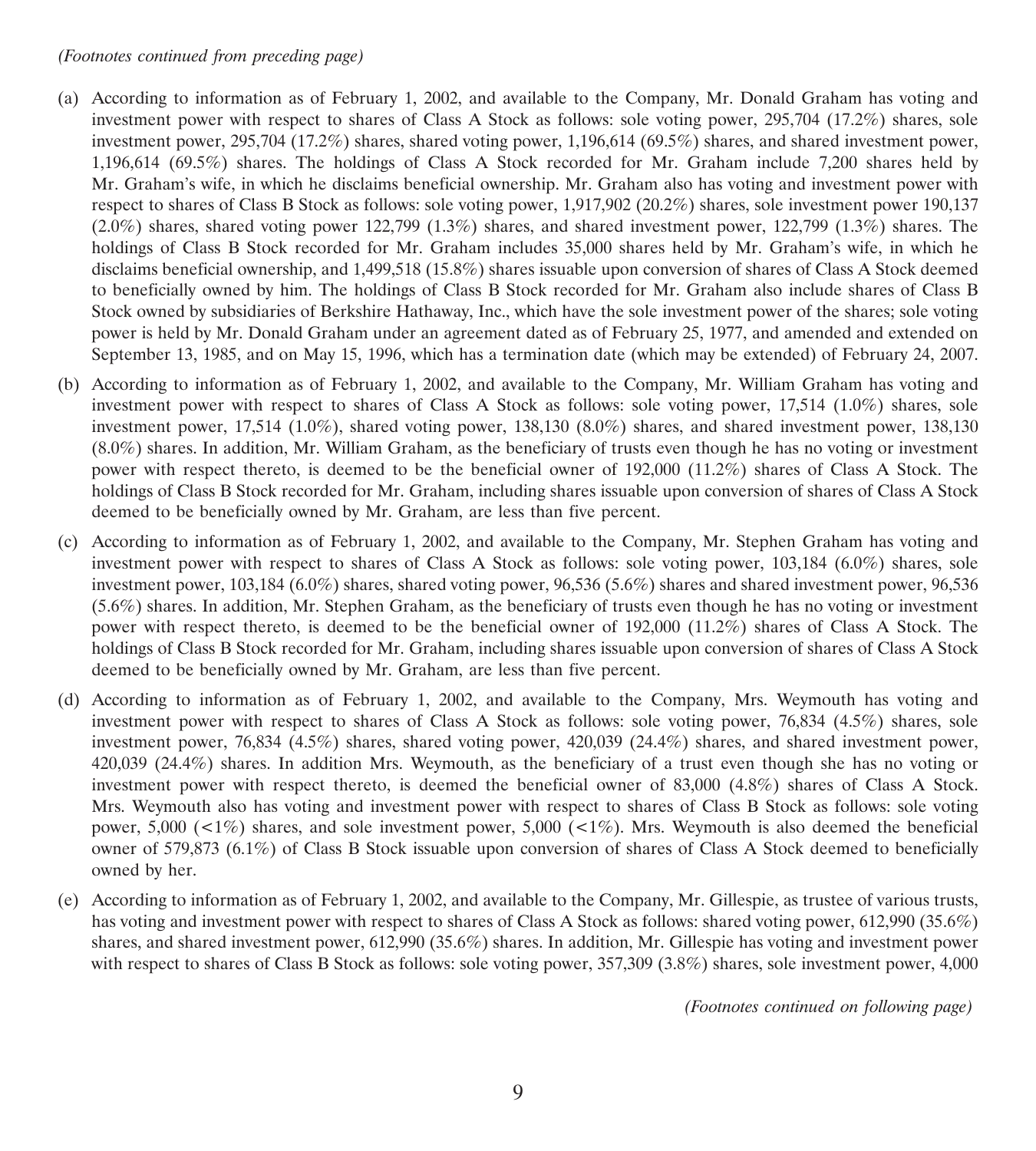*(Footnotes continued from preceding page)*

(a) According to information as of February 1, 2002, and available to the Company, Mr. Donald Graham has voting and investment power with respect to shares of Class A Stock as follows: sole voting power, 295,704 (17.2%) shares, sole investment power, 295,704 (17.2%) shares, shared voting power, 1,196,614 (69.5%) shares, and shared investment power, 1,196,614 (69.5%) shares. The holdings of Class A Stock recorded for Mr. Graham include 7,200 shares held by Mr. Graham's wife, in which he disclaims beneficial ownership. Mr. Graham also has voting and investment power with respect to shares of Class B Stock as follows: sole voting power, 1,917,902 (20.2%) shares, sole investment power 190,137 (2.0%) shares, shared voting power 122,799 (1.3%) shares, and shared investment power, 122,799 (1.3%) shares. The holdings of Class B Stock recorded for Mr. Graham includes 35,000 shares held by Mr. Graham's wife, in which he disclaims beneficial ownership, and 1,499,518 (15.8%) shares issuable upon conversion of shares of Class A Stock deemed to beneficially owned by him. The holdings of Class B Stock recorded for Mr. Graham also include shares of Class B Stock owned by subsidiaries of Berkshire Hathaway, Inc., which have the sole investment power of the shares; sole voting power is held by Mr. Donald Graham under an agreement dated as of February 25, 1977, and amended and extended on September 13, 1985, and on May 15, 1996, which has a termination date (which may be extended) of February 24, 2007.

(b) According to information as of February 1, 2002, and available to the Company, Mr. William Graham has voting and investment power with respect to shares of Class A Stock as follows: sole voting power, 17,514 (1.0%) shares, sole investment power, 17,514 (1.0%), shared voting power, 138,130 (8.0%) shares, and shared investment power, 138,130 (8.0%) shares. In addition, Mr. William Graham, as the beneficiary of trusts even though he has no voting or investment power with respect thereto, is deemed to be the beneficial owner of 192,000 (11.2%) shares of Class A Stock. The holdings of Class B Stock recorded for Mr. Graham, including shares issuable upon conversion of shares of Class A Stock deemed to be beneficially owned by Mr. Graham, are less than five percent.

(c) According to information as of February 1, 2002, and available to the Company, Mr. Stephen Graham has voting and investment power with respect to shares of Class A Stock as follows: sole voting power, 103,184 (6.0%) shares, sole investment power, 103,184 (6.0%) shares, shared voting power, 96,536 (5.6%) shares and shared investment power, 96,536 (5.6%) shares. In addition, Mr. Stephen Graham, as the beneficiary of trusts even though he has no voting or investment power with respect thereto, is deemed to be the beneficial owner of 192,000 (11.2%) shares of Class A Stock. The holdings of Class B Stock recorded for Mr. Graham, including shares issuable upon conversion of shares of Class A Stock deemed to be beneficially owned by Mr. Graham, are less than five percent.

(d) According to information as of February 1, 2002, and available to the Company, Mrs. Weymouth has voting and investment power with respect to shares of Class A Stock as follows: sole voting power, 76,834 (4.5%) shares, sole investment power, 76,834 (4.5%) shares, shared voting power, 420,039 (24.4%) shares, and shared investment power, 420,039 (24.4%) shares. In addition Mrs. Weymouth, as the beneficiary of a trust even though she has no voting or investment power with respect thereto, is deemed the beneficial owner of 83,000 (4.8%) shares of Class A Stock. Mrs. Weymouth also has voting and investment power with respect to shares of Class B Stock as follows: sole voting power, 5,000 (<1%) shares, and sole investment power, 5,000 (<1%). Mrs. Weymouth is also deemed the beneficial owner of 579,873 (6.1%) of Class B Stock issuable upon conversion of shares of Class A Stock deemed to beneficially owned by her.

(e) According to information as of February 1, 2002, and available to the Company, Mr. Gillespie, as trustee of various trusts, has voting and investment power with respect to shares of Class A Stock as follows: shared voting power, 612,990 (35.6%) shares, and shared investment power, 612,990 (35.6%) shares. In addition, Mr. Gillespie has voting and investment power with respect to shares of Class B Stock as follows: sole voting power, 357,309 (3.8%) shares, sole investment power, 4,000

*(Footnotes continued on following page)*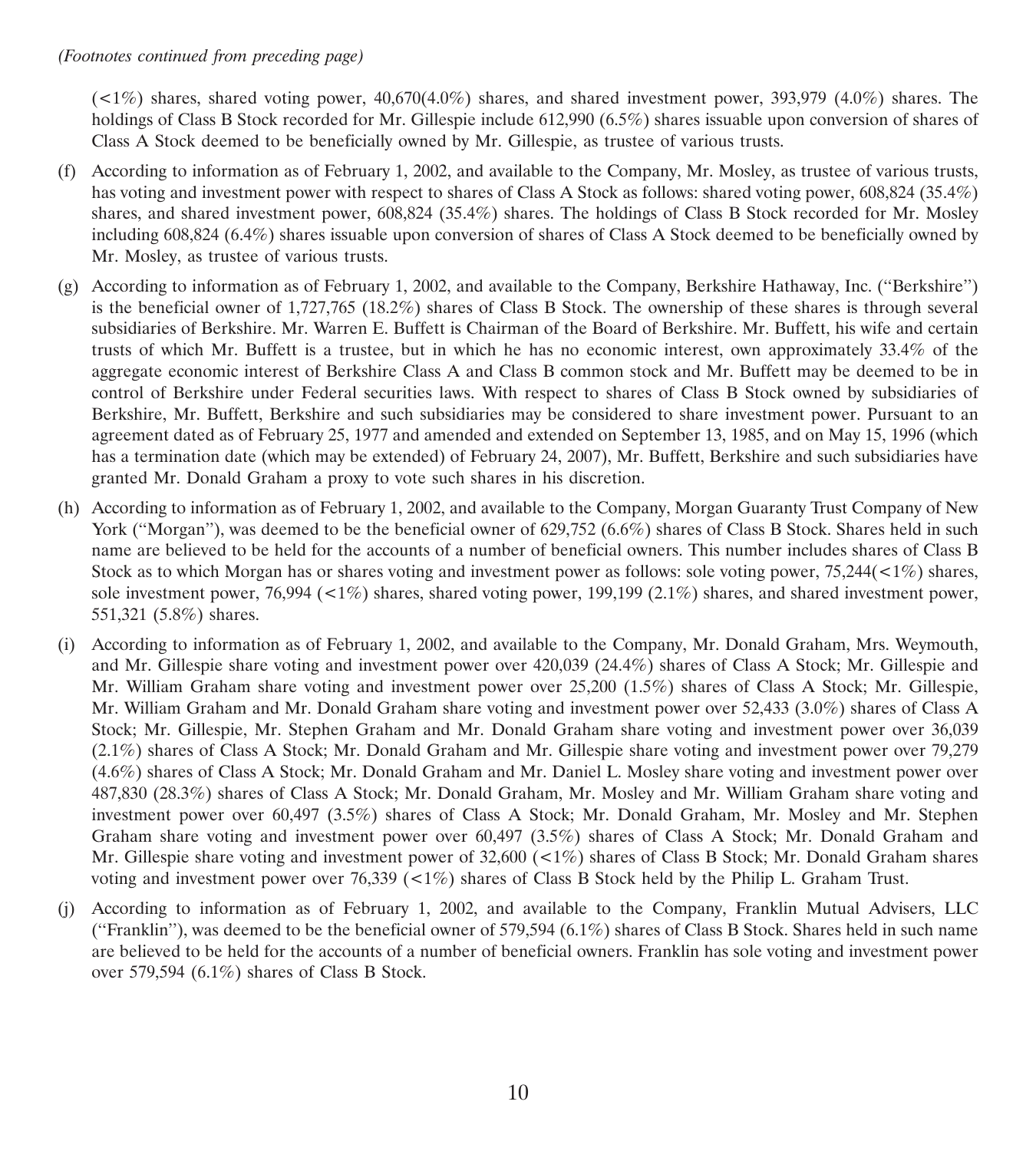*(Footnotes continued from preceding page)*

(<1%) shares, shared voting power, 40,670(4.0%) shares, and shared investment power, 393,979 (4.0%) shares. The holdings of Class B Stock recorded for Mr. Gillespie include 612,990 (6.5%) shares issuable upon conversion of shares of Class A Stock deemed to be beneficially owned by Mr. Gillespie, as trustee of various trusts.

(f) According to information as of February 1, 2002, and available to the Company, Mr. Mosley, as trustee of various trusts, has voting and investment power with respect to shares of Class A Stock as follows: shared voting power, 608,824 (35.4%) shares, and shared investment power, 608,824 (35.4%) shares. The holdings of Class B Stock recorded for Mr. Mosley including 608,824 (6.4%) shares issuable upon conversion of shares of Class A Stock deemed to be beneficially owned by Mr. Mosley, as trustee of various trusts.

(g) According to information as of February 1, 2002, and available to the Company, Berkshire Hathaway, Inc. (''Berkshire'') is the beneficial owner of 1,727,765 (18.2%) shares of Class B Stock. The ownership of these shares is through several subsidiaries of Berkshire. Mr. Warren E. Buffett is Chairman of the Board of Berkshire. Mr. Buffett, his wife and certain trusts of which Mr. Buffett is a trustee, but in which he has no economic interest, own approximately 33.4% of the aggregate economic interest of Berkshire Class A and Class B common stock and Mr. Buffett may be deemed to be in control of Berkshire under Federal securities laws. With respect to shares of Class B Stock owned by subsidiaries of Berkshire, Mr. Buffett, Berkshire and such subsidiaries may be considered to share investment power. Pursuant to an agreement dated as of February 25, 1977 and amended and extended on September 13, 1985, and on May 15, 1996 (which has a termination date (which may be extended) of February 24, 2007), Mr. Buffett, Berkshire and such subsidiaries have granted Mr. Donald Graham a proxy to vote such shares in his discretion.

(h) According to information as of February 1, 2002, and available to the Company, Morgan Guaranty Trust Company of New York (''Morgan''), was deemed to be the beneficial owner of 629,752 (6.6%) shares of Class B Stock. Shares held in such name are believed to be held for the accounts of a number of beneficial owners. This number includes shares of Class B Stock as to which Morgan has or shares voting and investment power as follows: sole voting power, 75,244(<1%) shares, sole investment power, 76,994 (<1%) shares, shared voting power, 199,199 (2.1%) shares, and shared investment power, 551,321 (5.8%) shares.

(i) According to information as of February 1, 2002, and available to the Company, Mr. Donald Graham, Mrs. Weymouth, and Mr. Gillespie share voting and investment power over 420,039 (24.4%) shares of Class A Stock; Mr. Gillespie and Mr. William Graham share voting and investment power over 25,200 (1.5%) shares of Class A Stock; Mr. Gillespie, Mr. William Graham and Mr. Donald Graham share voting and investment power over 52,433 (3.0%) shares of Class A Stock; Mr. Gillespie, Mr. Stephen Graham and Mr. Donald Graham share voting and investment power over 36,039 (2.1%) shares of Class A Stock; Mr. Donald Graham and Mr. Gillespie share voting and investment power over 79,279 (4.6%) shares of Class A Stock; Mr. Donald Graham and Mr. Daniel L. Mosley share voting and investment power over 487,830 (28.3%) shares of Class A Stock; Mr. Donald Graham, Mr. Mosley and Mr. William Graham share voting and investment power over 60,497 (3.5%) shares of Class A Stock; Mr. Donald Graham, Mr. Mosley and Mr. Stephen Graham share voting and investment power over 60,497 (3.5%) shares of Class A Stock; Mr. Donald Graham and Mr. Gillespie share voting and investment power of 32,600 (<1%) shares of Class B Stock; Mr. Donald Graham shares voting and investment power over 76,339 (<1%) shares of Class B Stock held by the Philip L. Graham Trust.

(j) According to information as of February 1, 2002, and available to the Company, Franklin Mutual Advisers, LLC (''Franklin''), was deemed to be the beneficial owner of 579,594 (6.1%) shares of Class B Stock. Shares held in such name are believed to be held for the accounts of a number of beneficial owners. Franklin has sole voting and investment power over 579,594 (6.1%) shares of Class B Stock.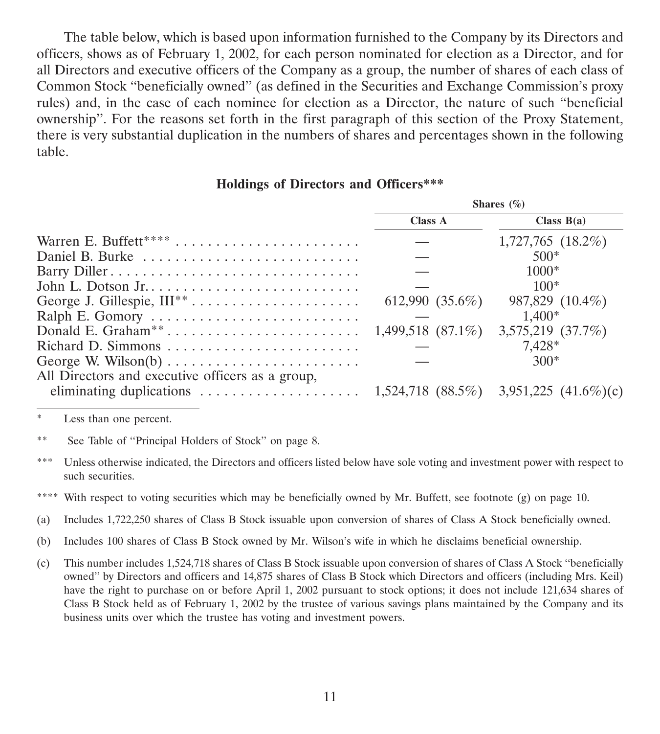The table below, which is based upon information furnished to the Company by its Directors and officers, shows as of February 1, 2002, for each person nominated for election as a Director, and for all Directors and executive officers of the Company as a group, the number of shares of each class of Common Stock "beneficially owned" (as defined in the Securities and Exchange Commission's proxy rules) and, in the case of each nominee for election as a Director, the nature of such "beneficial ownership". For the reasons set forth in the first paragraph of this section of the Proxy Statement, there is very substantial duplication in the numbers of shares and percentages shown in the following table.

**Holdings of Directors and Officers*****

| | Shares (%) | |
|---|---|---|
| | **Class A** | **Class B(a)** |
| Warren E. Buffett**** | — | 1,727,765 (18.2%) |
| Daniel B. Burke | — | 500* |
| Barry Diller | — | 1000* |
| John L. Dotson Jr. | — | 100* |
| George J. Gillespie, III** | 612,990 (35.6%) | 987,829 (10.4%) |
| Ralph E. Gomory | — | 1,400* |
| Donald E. Graham** | 1,499,518 (87.1%) | 3,575,219 (37.7%) |
| Richard D. Simmons | — | 7,428* |
| George W. Wilson(b) | — | 300* |
| All Directors and executive officers as a group, eliminating duplications | 1,524,718 (88.5%) | 3,951,225 (41.6%)(c) |

\* Less than one percent.

\*\* See Table of "Principal Holders of Stock" on page 8.

\*\*\* Unless otherwise indicated, the Directors and officers listed below have sole voting and investment power with respect to such securities.

\*\*\*\* With respect to voting securities which may be beneficially owned by Mr. Buffett, see footnote (g) on page 10.

(a) Includes 1,722,250 shares of Class B Stock issuable upon conversion of shares of Class A Stock beneficially owned.

(b) Includes 100 shares of Class B Stock owned by Mr. Wilson's wife in which he disclaims beneficial ownership.

(c) This number includes 1,524,718 shares of Class B Stock issuable upon conversion of shares of Class A Stock "beneficially owned" by Directors and officers and 14,875 shares of Class B Stock which Directors and officers (including Mrs. Keil) have the right to purchase on or before April 1, 2002 pursuant to stock options; it does not include 121,634 shares of Class B Stock held as of February 1, 2002 by the trustee of various savings plans maintained by the Company and its business units over which the trustee has voting and investment powers.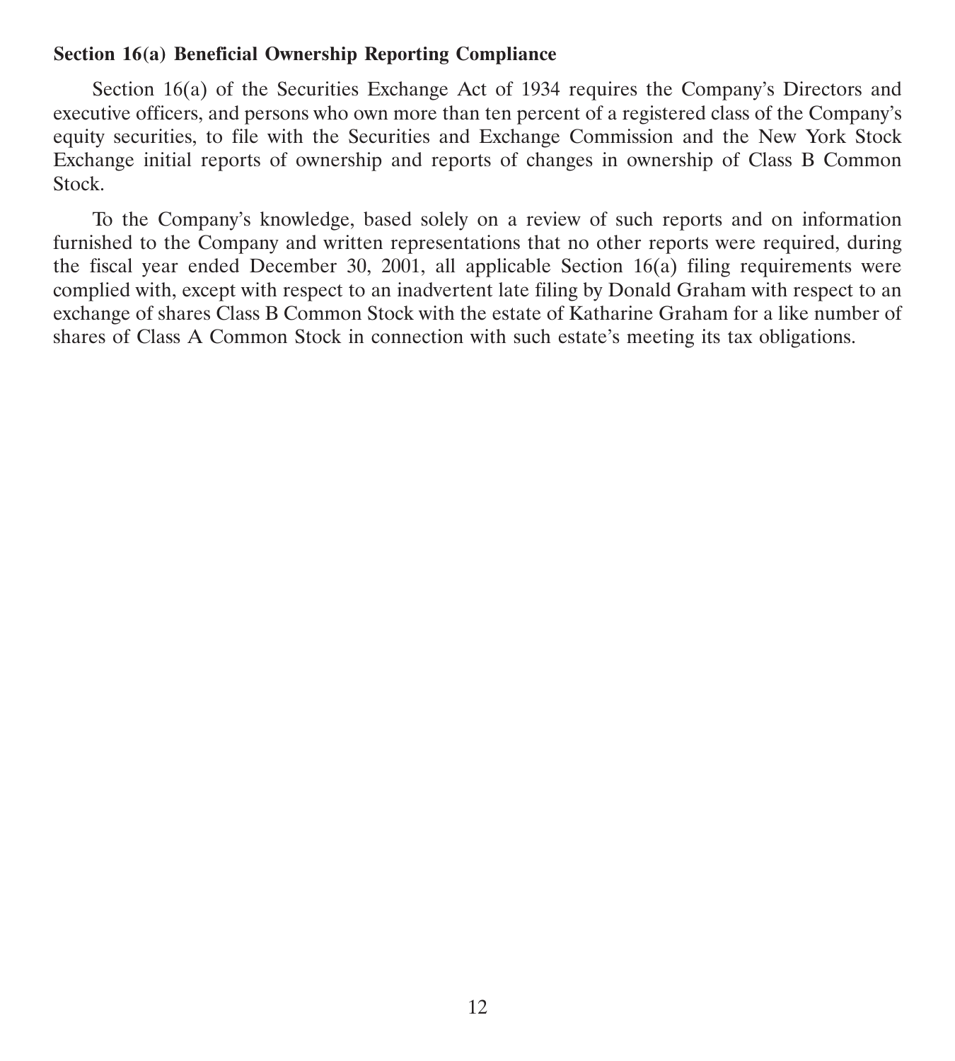**Section 16(a) Beneficial Ownership Reporting Compliance**

Section 16(a) of the Securities Exchange Act of 1934 requires the Company's Directors and executive officers, and persons who own more than ten percent of a registered class of the Company's equity securities, to file with the Securities and Exchange Commission and the New York Stock Exchange initial reports of ownership and reports of changes in ownership of Class B Common Stock.

To the Company's knowledge, based solely on a review of such reports and on information furnished to the Company and written representations that no other reports were required, during the fiscal year ended December 30, 2001, all applicable Section 16(a) filing requirements were complied with, except with respect to an inadvertent late filing by Donald Graham with respect to an exchange of shares Class B Common Stock with the estate of Katharine Graham for a like number of shares of Class A Common Stock in connection with such estate's meeting its tax obligations.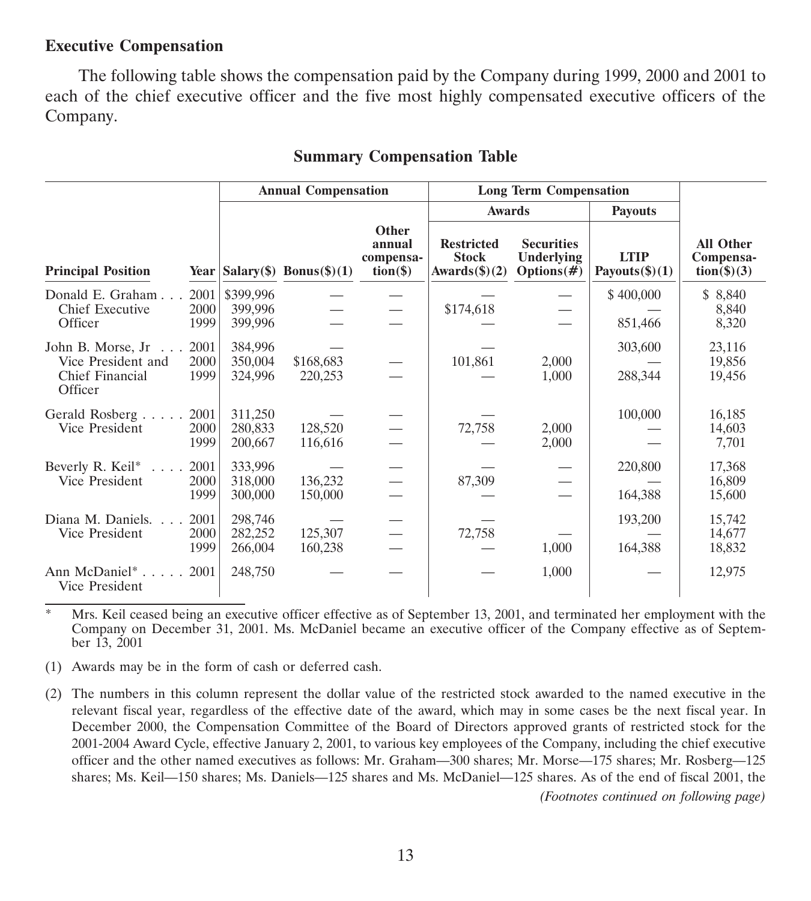**Executive Compensation**

The following table shows the compensation paid by the Company during 1999, 2000 and 2001 to each of the chief executive officer and the five most highly compensated executive officers of the Company.

**Summary Compensation Table**

| | | Annual Compensation | | | Long Term Compensation | | | |
|---|---|---|---|---|---|---|---|---|
| | | | | | Awards | | Payouts | |
| **Principal Position** | **Year** | **Salary($)** | **Bonus($)(1)** | **Other annual compensation($)** | **Restricted Stock Awards($)(2)** | **Securities Underlying Options(#)** | **LTIP Payouts($)(1)** | **All Other Compensation($)(3)** |
| Donald E. Graham . . . Chief Executive Officer | 2001 | $399,996 | — | — | — | — | $ 400,000 | $ 8,840 |
| | 2000 | 399,996 | — | — | $174,618 | — | — | 8,840 |
| | 1999 | 399,996 | — | — | — | — | 851,466 | 8,320 |
| John B. Morse, Jr . . . Vice President and Chief Financial Officer | 2001 | 384,996 | — | | — | | 303,600 | 23,116 |
| | 2000 | 350,004 | $168,683 | — | 101,861 | 2,000 | — | 19,856 |
| | 1999 | 324,996 | 220,253 | — | — | 1,000 | 288,344 | 19,456 |
| Gerald Rosberg . . . . . Vice President | 2001 | 311,250 | — | — | — | | 100,000 | 16,185 |
| | 2000 | 280,833 | 128,520 | — | 72,758 | 2,000 | — | 14,603 |
| | 1999 | 200,667 | 116,616 | — | — | 2,000 | — | 7,701 |
| Beverly R. Keil* . . . . Vice President | 2001 | 333,996 | — | — | — | — | 220,800 | 17,368 |
| | 2000 | 318,000 | 136,232 | — | 87,309 | — | — | 16,809 |
| | 1999 | 300,000 | 150,000 | — | — | — | 164,388 | 15,600 |
| Diana M. Daniels. . . . Vice President | 2001 | 298,746 | — | — | — | | 193,200 | 15,742 |
| | 2000 | 282,252 | 125,307 | — | 72,758 | — | — | 14,677 |
| | 1999 | 266,004 | 160,238 | — | — | 1,000 | 164,388 | 18,832 |
| Ann McDaniel* . . . . . Vice President | 2001 | 248,750 | — | — | — | 1,000 | — | 12,975 |

\* Mrs. Keil ceased being an executive officer effective as of September 13, 2001, and terminated her employment with the Company on December 31, 2001. Ms. McDaniel became an executive officer of the Company effective as of September 13, 2001

(1) Awards may be in the form of cash or deferred cash.

(2) The numbers in this column represent the dollar value of the restricted stock awarded to the named executive in the relevant fiscal year, regardless of the effective date of the award, which may in some cases be the next fiscal year. In December 2000, the Compensation Committee of the Board of Directors approved grants of restricted stock for the 2001-2004 Award Cycle, effective January 2, 2001, to various key employees of the Company, including the chief executive officer and the other named executives as follows: Mr. Graham—300 shares; Mr. Morse—175 shares; Mr. Rosberg—125 shares; Ms. Keil—150 shares; Ms. Daniels—125 shares and Ms. McDaniel—125 shares. As of the end of fiscal 2001, the

*(Footnotes continued on following page)*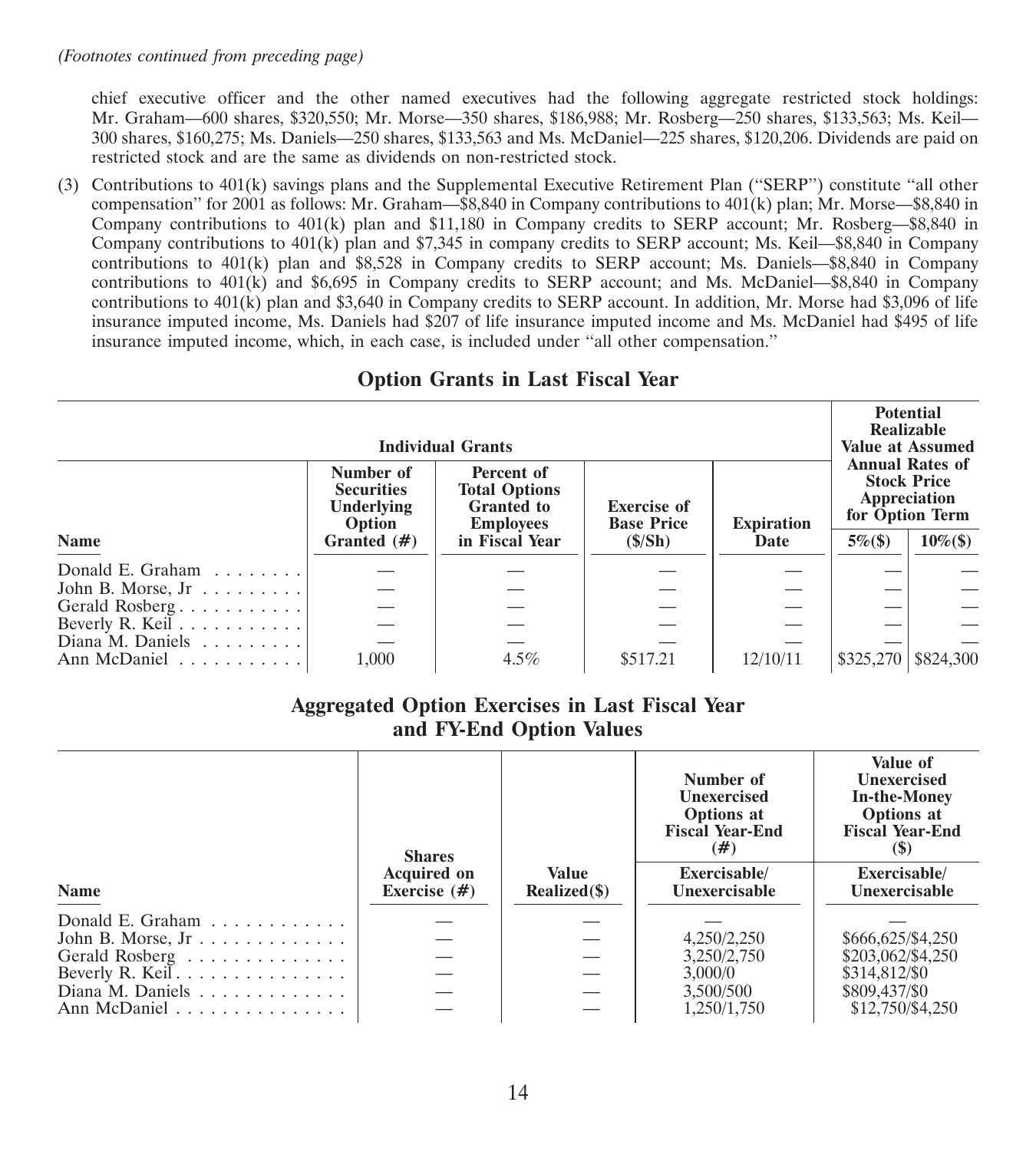*(Footnotes continued from preceding page)*

chief executive officer and the other named executives had the following aggregate restricted stock holdings: Mr. Graham—600 shares, $320,550; Mr. Morse—350 shares, $186,988; Mr. Rosberg—250 shares, $133,563; Ms. Keil—300 shares, $160,275; Ms. Daniels—250 shares, $133,563 and Ms. McDaniel—225 shares, $120,206. Dividends are paid on restricted stock and are the same as dividends on non-restricted stock.

(3) Contributions to 401(k) savings plans and the Supplemental Executive Retirement Plan ("SERP") constitute "all other compensation" for 2001 as follows: Mr. Graham—$8,840 in Company contributions to 401(k) plan; Mr. Morse—$8,840 in Company contributions to 401(k) plan and $11,180 in Company credits to SERP account; Mr. Rosberg—$8,840 in Company contributions to 401(k) plan and $7,345 in company credits to SERP account; Ms. Keil—$8,840 in Company contributions to 401(k) plan and $8,528 in Company credits to SERP account; Ms. Daniels—$8,840 in Company contributions to 401(k) and $6,695 in Company credits to SERP account; and Ms. McDaniel—$8,840 in Company contributions to 401(k) plan and $3,640 in Company credits to SERP account. In addition, Mr. Morse had $3,096 of life insurance imputed income, Ms. Daniels had $207 of life insurance imputed income and Ms. McDaniel had $495 of life insurance imputed income, which, in each case, is included under "all other compensation."

## Option Grants in Last Fiscal Year

| | Individual Grants | | | | Potential Realizable Value at Assumed Annual Rates of Stock Price Appreciation for Option Term | |
|---|---|---|---|---|---|---|
| Name | Number of Securities Underlying Option Granted (#) | Percent of Total Options Granted to Employees in Fiscal Year | Exercise of Base Price ($/Sh) | Expiration Date | 5%($) | 10%($) |
| Donald E. Graham | — | — | — | — | — | — |
| John B. Morse, Jr | — | — | — | — | — | — |
| Gerald Rosberg | — | — | — | — | — | — |
| Beverly R. Keil | — | — | — | — | — | — |
| Diana M. Daniels | — | — | — | — | — | — |
| Ann McDaniel | 1,000 | 4.5% | $517.21 | 12/10/11 | $325,270 | $824,300 |

## Aggregated Option Exercises in Last Fiscal Year and FY-End Option Values

| Name | Shares Acquired on Exercise (#) | Value Realized($) | Number of Unexercised Options at Fiscal Year-End (#) Exercisable/ Unexercisable | Value of Unexercised In-the-Money Options at Fiscal Year-End ($) Exercisable/ Unexercisable |
|---|---|---|---|---|
| Donald E. Graham | — | — | — | — |
| John B. Morse, Jr | — | — | 4,250/2,250 | $666,625/$4,250 |
| Gerald Rosberg | — | — | 3,250/2,750 | $203,062/$4,250 |
| Beverly R. Keil | — | — | 3,000/0 | $314,812/$0 |
| Diana M. Daniels | — | — | 3,500/500 | $809,437/$0 |
| Ann McDaniel | — | — | 1,250/1,750 | $12,750/$4,250 |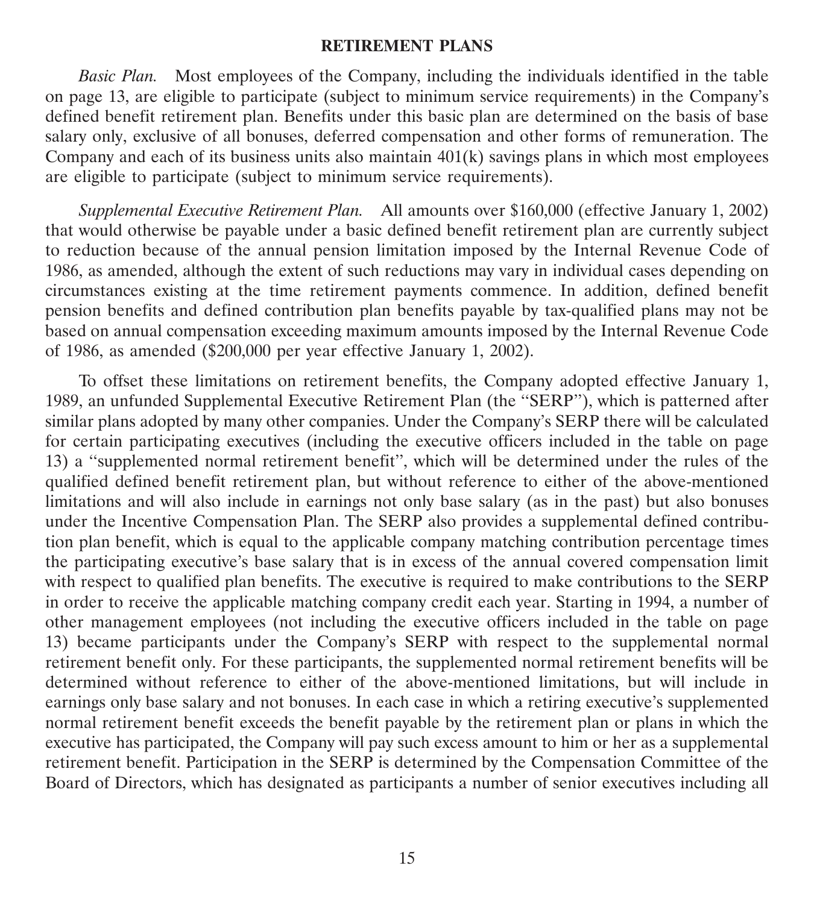## RETIREMENT PLANS

*Basic Plan.* Most employees of the Company, including the individuals identified in the table on page 13, are eligible to participate (subject to minimum service requirements) in the Company's defined benefit retirement plan. Benefits under this basic plan are determined on the basis of base salary only, exclusive of all bonuses, deferred compensation and other forms of remuneration. The Company and each of its business units also maintain 401(k) savings plans in which most employees are eligible to participate (subject to minimum service requirements).

*Supplemental Executive Retirement Plan.* All amounts over $160,000 (effective January 1, 2002) that would otherwise be payable under a basic defined benefit retirement plan are currently subject to reduction because of the annual pension limitation imposed by the Internal Revenue Code of 1986, as amended, although the extent of such reductions may vary in individual cases depending on circumstances existing at the time retirement payments commence. In addition, defined benefit pension benefits and defined contribution plan benefits payable by tax-qualified plans may not be based on annual compensation exceeding maximum amounts imposed by the Internal Revenue Code of 1986, as amended ($200,000 per year effective January 1, 2002).

To offset these limitations on retirement benefits, the Company adopted effective January 1, 1989, an unfunded Supplemental Executive Retirement Plan (the "SERP"), which is patterned after similar plans adopted by many other companies. Under the Company's SERP there will be calculated for certain participating executives (including the executive officers included in the table on page 13) a "supplemented normal retirement benefit", which will be determined under the rules of the qualified defined benefit retirement plan, but without reference to either of the above-mentioned limitations and will also include in earnings not only base salary (as in the past) but also bonuses under the Incentive Compensation Plan. The SERP also provides a supplemental defined contribution plan benefit, which is equal to the applicable company matching contribution percentage times the participating executive's base salary that is in excess of the annual covered compensation limit with respect to qualified plan benefits. The executive is required to make contributions to the SERP in order to receive the applicable matching company credit each year. Starting in 1994, a number of other management employees (not including the executive officers included in the table on page 13) became participants under the Company's SERP with respect to the supplemental normal retirement benefit only. For these participants, the supplemented normal retirement benefits will be determined without reference to either of the above-mentioned limitations, but will include in earnings only base salary and not bonuses. In each case in which a retiring executive's supplemented normal retirement benefit exceeds the benefit payable by the retirement plan or plans in which the executive has participated, the Company will pay such excess amount to him or her as a supplemental retirement benefit. Participation in the SERP is determined by the Compensation Committee of the Board of Directors, which has designated as participants a number of senior executives including all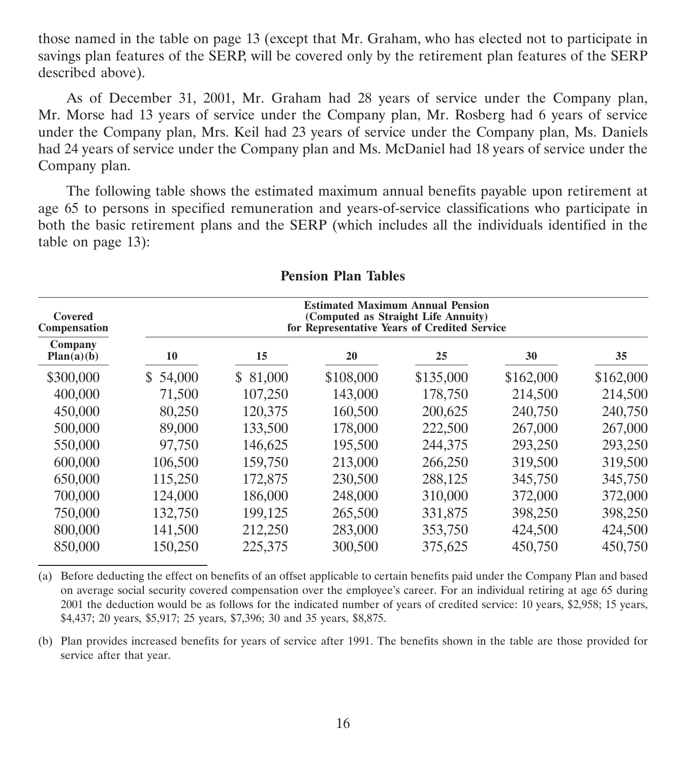those named in the table on page 13 (except that Mr. Graham, who has elected not to participate in savings plan features of the SERP, will be covered only by the retirement plan features of the SERP described above).

As of December 31, 2001, Mr. Graham had 28 years of service under the Company plan, Mr. Morse had 13 years of service under the Company plan, Mr. Rosberg had 6 years of service under the Company plan, Mrs. Keil had 23 years of service under the Company plan, Ms. Daniels had 24 years of service under the Company plan and Ms. McDaniel had 18 years of service under the Company plan.

The following table shows the estimated maximum annual benefits payable upon retirement at age 65 to persons in specified remuneration and years-of-service classifications who participate in both the basic retirement plans and the SERP (which includes all the individuals identified in the table on page 13):

**Pension Plan Tables**

| Covered Compensation | Estimated Maximum Annual Pension (Computed as Straight Life Annuity) for Representative Years of Credited Service | | | | | |
|---|---|---|---|---|---|---|
| **Company Plan(a)(b)** | **10** | **15** | **20** | **25** | **30** | **35** |
| $300,000 | $ 54,000 | $ 81,000 | $108,000 | $135,000 | $162,000 | $162,000 |
| 400,000 | 71,500 | 107,250 | 143,000 | 178,750 | 214,500 | 214,500 |
| 450,000 | 80,250 | 120,375 | 160,500 | 200,625 | 240,750 | 240,750 |
| 500,000 | 89,000 | 133,500 | 178,000 | 222,500 | 267,000 | 267,000 |
| 550,000 | 97,750 | 146,625 | 195,500 | 244,375 | 293,250 | 293,250 |
| 600,000 | 106,500 | 159,750 | 213,000 | 266,250 | 319,500 | 319,500 |
| 650,000 | 115,250 | 172,875 | 230,500 | 288,125 | 345,750 | 345,750 |
| 700,000 | 124,000 | 186,000 | 248,000 | 310,000 | 372,000 | 372,000 |
| 750,000 | 132,750 | 199,125 | 265,500 | 331,875 | 398,250 | 398,250 |
| 800,000 | 141,500 | 212,250 | 283,000 | 353,750 | 424,500 | 424,500 |
| 850,000 | 150,250 | 225,375 | 300,500 | 375,625 | 450,750 | 450,750 |

(a) Before deducting the effect on benefits of an offset applicable to certain benefits paid under the Company Plan and based on average social security covered compensation over the employee's career. For an individual retiring at age 65 during 2001 the deduction would be as follows for the indicated number of years of credited service: 10 years, $2,958; 15 years, $4,437; 20 years, $5,917; 25 years, $7,396; 30 and 35 years, $8,875.

(b) Plan provides increased benefits for years of service after 1991. The benefits shown in the table are those provided for service after that year.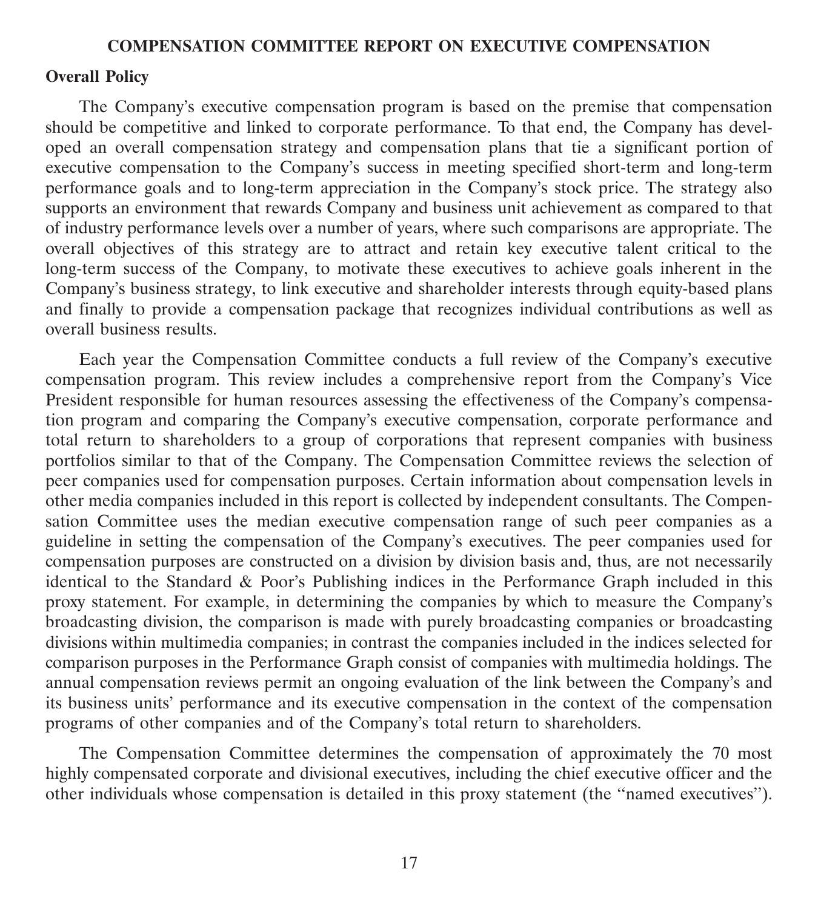## COMPENSATION COMMITTEE REPORT ON EXECUTIVE COMPENSATION

### Overall Policy

The Company's executive compensation program is based on the premise that compensation should be competitive and linked to corporate performance. To that end, the Company has developed an overall compensation strategy and compensation plans that tie a significant portion of executive compensation to the Company's success in meeting specified short-term and long-term performance goals and to long-term appreciation in the Company's stock price. The strategy also supports an environment that rewards Company and business unit achievement as compared to that of industry performance levels over a number of years, where such comparisons are appropriate. The overall objectives of this strategy are to attract and retain key executive talent critical to the long-term success of the Company, to motivate these executives to achieve goals inherent in the Company's business strategy, to link executive and shareholder interests through equity-based plans and finally to provide a compensation package that recognizes individual contributions as well as overall business results.

Each year the Compensation Committee conducts a full review of the Company's executive compensation program. This review includes a comprehensive report from the Company's Vice President responsible for human resources assessing the effectiveness of the Company's compensation program and comparing the Company's executive compensation, corporate performance and total return to shareholders to a group of corporations that represent companies with business portfolios similar to that of the Company. The Compensation Committee reviews the selection of peer companies used for compensation purposes. Certain information about compensation levels in other media companies included in this report is collected by independent consultants. The Compensation Committee uses the median executive compensation range of such peer companies as a guideline in setting the compensation of the Company's executives. The peer companies used for compensation purposes are constructed on a division by division basis and, thus, are not necessarily identical to the Standard & Poor's Publishing indices in the Performance Graph included in this proxy statement. For example, in determining the companies by which to measure the Company's broadcasting division, the comparison is made with purely broadcasting companies or broadcasting divisions within multimedia companies; in contrast the companies included in the indices selected for comparison purposes in the Performance Graph consist of companies with multimedia holdings. The annual compensation reviews permit an ongoing evaluation of the link between the Company's and its business units' performance and its executive compensation in the context of the compensation programs of other companies and of the Company's total return to shareholders.

The Compensation Committee determines the compensation of approximately the 70 most highly compensated corporate and divisional executives, including the chief executive officer and the other individuals whose compensation is detailed in this proxy statement (the "named executives").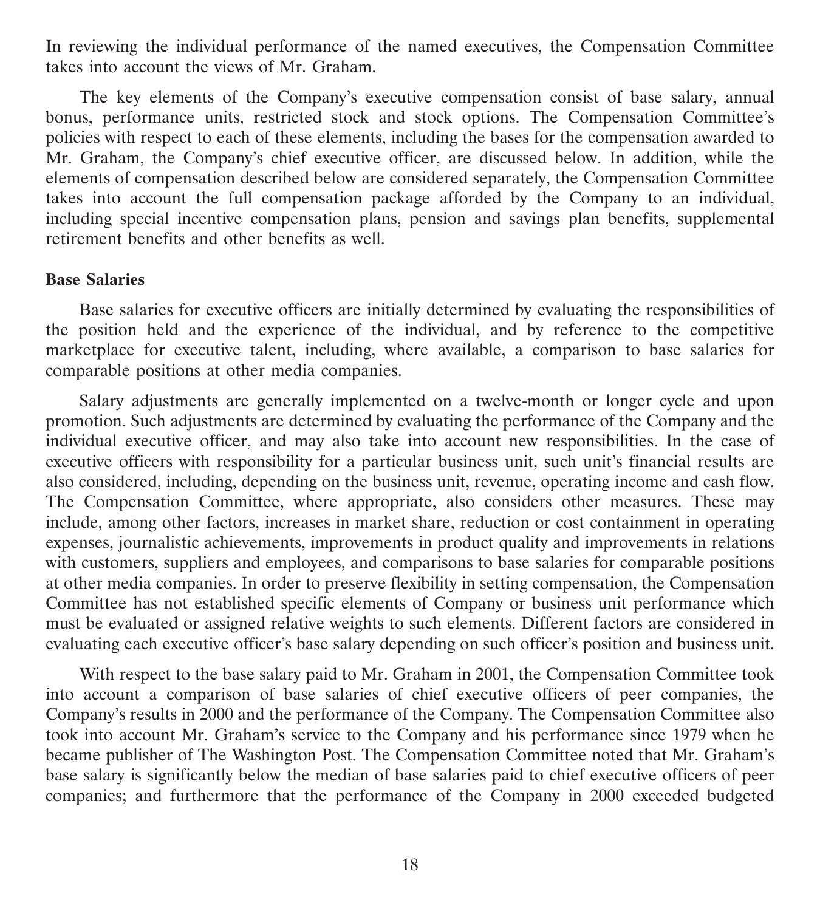In reviewing the individual performance of the named executives, the Compensation Committee takes into account the views of Mr. Graham.

The key elements of the Company's executive compensation consist of base salary, annual bonus, performance units, restricted stock and stock options. The Compensation Committee's policies with respect to each of these elements, including the bases for the compensation awarded to Mr. Graham, the Company's chief executive officer, are discussed below. In addition, while the elements of compensation described below are considered separately, the Compensation Committee takes into account the full compensation package afforded by the Company to an individual, including special incentive compensation plans, pension and savings plan benefits, supplemental retirement benefits and other benefits as well.

**Base Salaries**

Base salaries for executive officers are initially determined by evaluating the responsibilities of the position held and the experience of the individual, and by reference to the competitive marketplace for executive talent, including, where available, a comparison to base salaries for comparable positions at other media companies.

Salary adjustments are generally implemented on a twelve-month or longer cycle and upon promotion. Such adjustments are determined by evaluating the performance of the Company and the individual executive officer, and may also take into account new responsibilities. In the case of executive officers with responsibility for a particular business unit, such unit's financial results are also considered, including, depending on the business unit, revenue, operating income and cash flow. The Compensation Committee, where appropriate, also considers other measures. These may include, among other factors, increases in market share, reduction or cost containment in operating expenses, journalistic achievements, improvements in product quality and improvements in relations with customers, suppliers and employees, and comparisons to base salaries for comparable positions at other media companies. In order to preserve flexibility in setting compensation, the Compensation Committee has not established specific elements of Company or business unit performance which must be evaluated or assigned relative weights to such elements. Different factors are considered in evaluating each executive officer's base salary depending on such officer's position and business unit.

With respect to the base salary paid to Mr. Graham in 2001, the Compensation Committee took into account a comparison of base salaries of chief executive officers of peer companies, the Company's results in 2000 and the performance of the Company. The Compensation Committee also took into account Mr. Graham's service to the Company and his performance since 1979 when he became publisher of The Washington Post. The Compensation Committee noted that Mr. Graham's base salary is significantly below the median of base salaries paid to chief executive officers of peer companies; and furthermore that the performance of the Company in 2000 exceeded budgeted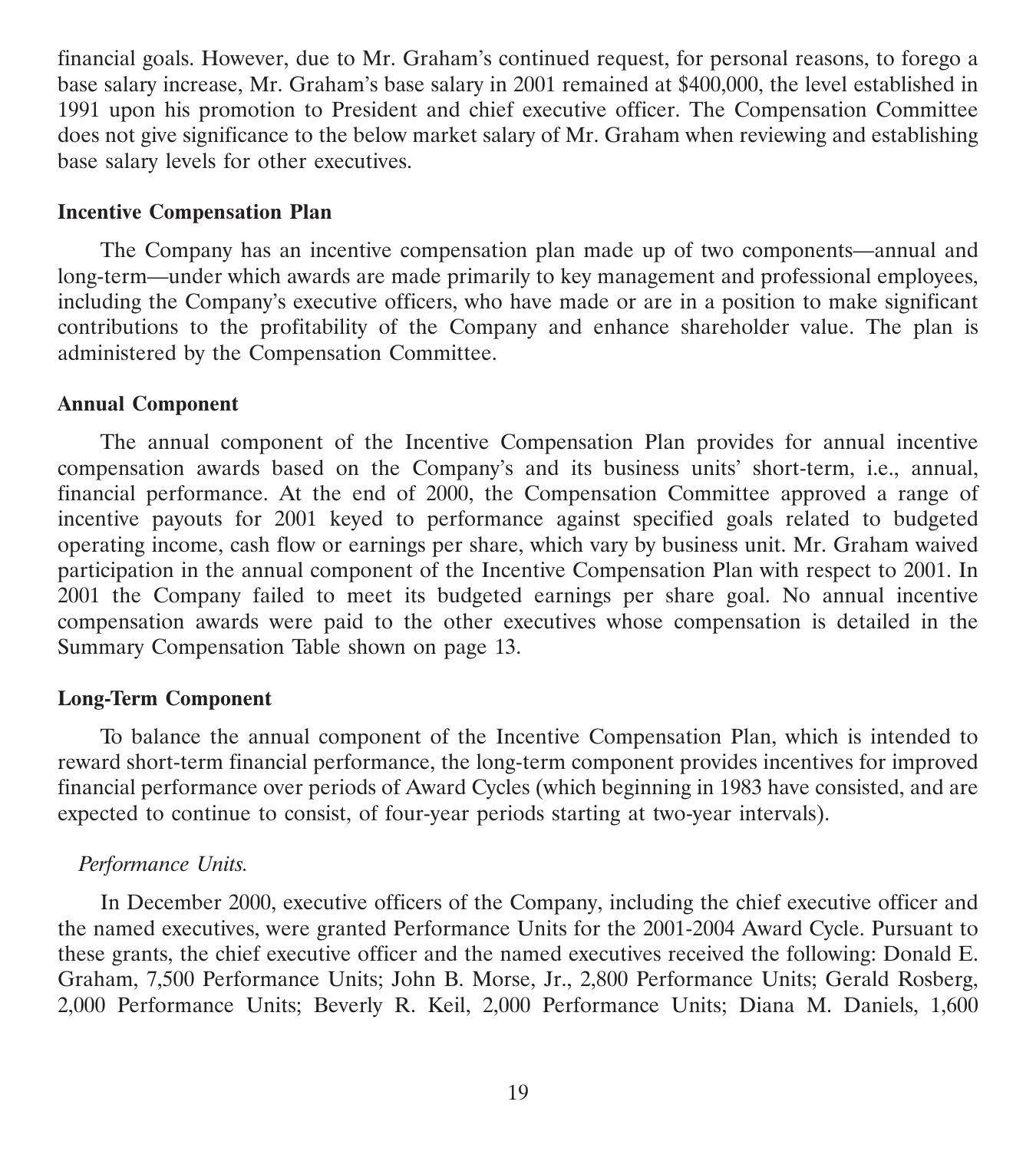financial goals. However, due to Mr. Graham's continued request, for personal reasons, to forego a base salary increase, Mr. Graham's base salary in 2001 remained at $400,000, the level established in 1991 upon his promotion to President and chief executive officer. The Compensation Committee does not give significance to the below market salary of Mr. Graham when reviewing and establishing base salary levels for other executives.

**Incentive Compensation Plan**

The Company has an incentive compensation plan made up of two components—annual and long-term—under which awards are made primarily to key management and professional employees, including the Company's executive officers, who have made or are in a position to make significant contributions to the profitability of the Company and enhance shareholder value. The plan is administered by the Compensation Committee.

**Annual Component**

The annual component of the Incentive Compensation Plan provides for annual incentive compensation awards based on the Company's and its business units' short-term, i.e., annual, financial performance. At the end of 2000, the Compensation Committee approved a range of incentive payouts for 2001 keyed to performance against specified goals related to budgeted operating income, cash flow or earnings per share, which vary by business unit. Mr. Graham waived participation in the annual component of the Incentive Compensation Plan with respect to 2001. In 2001 the Company failed to meet its budgeted earnings per share goal. No annual incentive compensation awards were paid to the other executives whose compensation is detailed in the Summary Compensation Table shown on page 13.

**Long-Term Component**

To balance the annual component of the Incentive Compensation Plan, which is intended to reward short-term financial performance, the long-term component provides incentives for improved financial performance over periods of Award Cycles (which beginning in 1983 have consisted, and are expected to continue to consist, of four-year periods starting at two-year intervals).

*Performance Units.*

In December 2000, executive officers of the Company, including the chief executive officer and the named executives, were granted Performance Units for the 2001-2004 Award Cycle. Pursuant to these grants, the chief executive officer and the named executives received the following: Donald E. Graham, 7,500 Performance Units; John B. Morse, Jr., 2,800 Performance Units; Gerald Rosberg, 2,000 Performance Units; Beverly R. Keil, 2,000 Performance Units; Diana M. Daniels, 1,600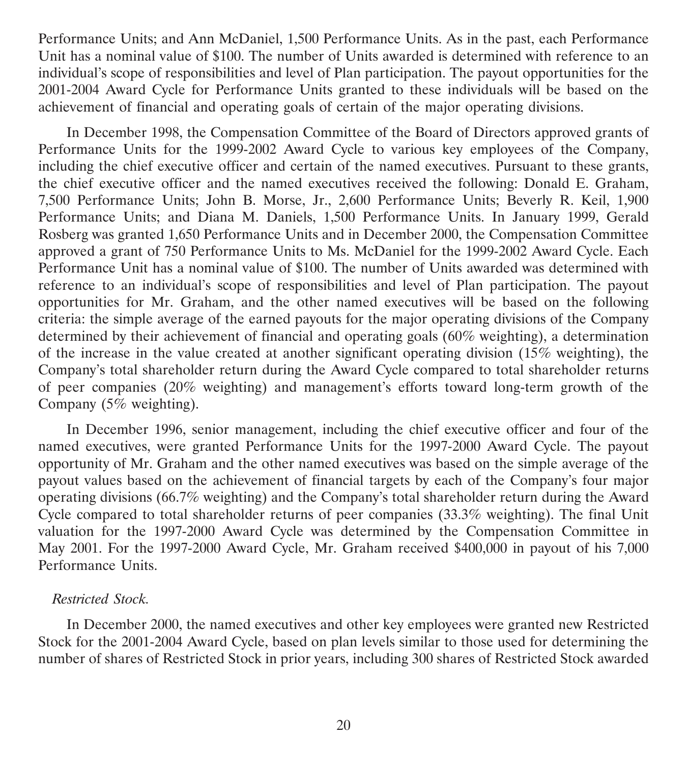Performance Units; and Ann McDaniel, 1,500 Performance Units. As in the past, each Performance Unit has a nominal value of $100. The number of Units awarded is determined with reference to an individual's scope of responsibilities and level of Plan participation. The payout opportunities for the 2001-2004 Award Cycle for Performance Units granted to these individuals will be based on the achievement of financial and operating goals of certain of the major operating divisions.

In December 1998, the Compensation Committee of the Board of Directors approved grants of Performance Units for the 1999-2002 Award Cycle to various key employees of the Company, including the chief executive officer and certain of the named executives. Pursuant to these grants, the chief executive officer and the named executives received the following: Donald E. Graham, 7,500 Performance Units; John B. Morse, Jr., 2,600 Performance Units; Beverly R. Keil, 1,900 Performance Units; and Diana M. Daniels, 1,500 Performance Units. In January 1999, Gerald Rosberg was granted 1,650 Performance Units and in December 2000, the Compensation Committee approved a grant of 750 Performance Units to Ms. McDaniel for the 1999-2002 Award Cycle. Each Performance Unit has a nominal value of $100. The number of Units awarded was determined with reference to an individual's scope of responsibilities and level of Plan participation. The payout opportunities for Mr. Graham, and the other named executives will be based on the following criteria: the simple average of the earned payouts for the major operating divisions of the Company determined by their achievement of financial and operating goals (60% weighting), a determination of the increase in the value created at another significant operating division (15% weighting), the Company's total shareholder return during the Award Cycle compared to total shareholder returns of peer companies (20% weighting) and management's efforts toward long-term growth of the Company (5% weighting).

In December 1996, senior management, including the chief executive officer and four of the named executives, were granted Performance Units for the 1997-2000 Award Cycle. The payout opportunity of Mr. Graham and the other named executives was based on the simple average of the payout values based on the achievement of financial targets by each of the Company's four major operating divisions (66.7% weighting) and the Company's total shareholder return during the Award Cycle compared to total shareholder returns of peer companies (33.3% weighting). The final Unit valuation for the 1997-2000 Award Cycle was determined by the Compensation Committee in May 2001. For the 1997-2000 Award Cycle, Mr. Graham received $400,000 in payout of his 7,000 Performance Units.

*Restricted Stock.*

In December 2000, the named executives and other key employees were granted new Restricted Stock for the 2001-2004 Award Cycle, based on plan levels similar to those used for determining the number of shares of Restricted Stock in prior years, including 300 shares of Restricted Stock awarded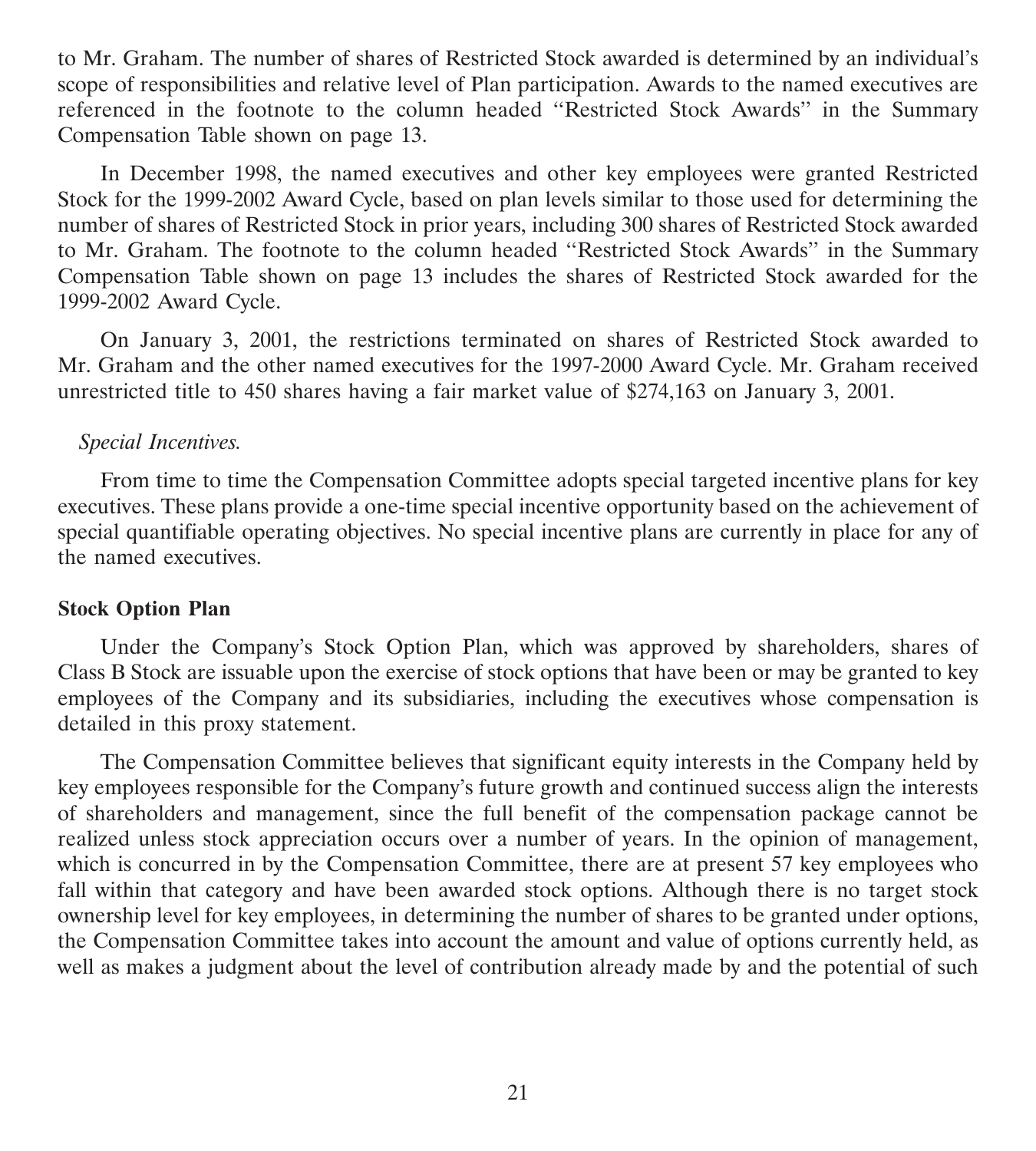to Mr. Graham. The number of shares of Restricted Stock awarded is determined by an individual's scope of responsibilities and relative level of Plan participation. Awards to the named executives are referenced in the footnote to the column headed "Restricted Stock Awards" in the Summary Compensation Table shown on page 13.

In December 1998, the named executives and other key employees were granted Restricted Stock for the 1999-2002 Award Cycle, based on plan levels similar to those used for determining the number of shares of Restricted Stock in prior years, including 300 shares of Restricted Stock awarded to Mr. Graham. The footnote to the column headed "Restricted Stock Awards" in the Summary Compensation Table shown on page 13 includes the shares of Restricted Stock awarded for the 1999-2002 Award Cycle.

On January 3, 2001, the restrictions terminated on shares of Restricted Stock awarded to Mr. Graham and the other named executives for the 1997-2000 Award Cycle. Mr. Graham received unrestricted title to 450 shares having a fair market value of $274,163 on January 3, 2001.

*Special Incentives.*

From time to time the Compensation Committee adopts special targeted incentive plans for key executives. These plans provide a one-time special incentive opportunity based on the achievement of special quantifiable operating objectives. No special incentive plans are currently in place for any of the named executives.

**Stock Option Plan**

Under the Company's Stock Option Plan, which was approved by shareholders, shares of Class B Stock are issuable upon the exercise of stock options that have been or may be granted to key employees of the Company and its subsidiaries, including the executives whose compensation is detailed in this proxy statement.

The Compensation Committee believes that significant equity interests in the Company held by key employees responsible for the Company's future growth and continued success align the interests of shareholders and management, since the full benefit of the compensation package cannot be realized unless stock appreciation occurs over a number of years. In the opinion of management, which is concurred in by the Compensation Committee, there are at present 57 key employees who fall within that category and have been awarded stock options. Although there is no target stock ownership level for key employees, in determining the number of shares to be granted under options, the Compensation Committee takes into account the amount and value of options currently held, as well as makes a judgment about the level of contribution already made by and the potential of such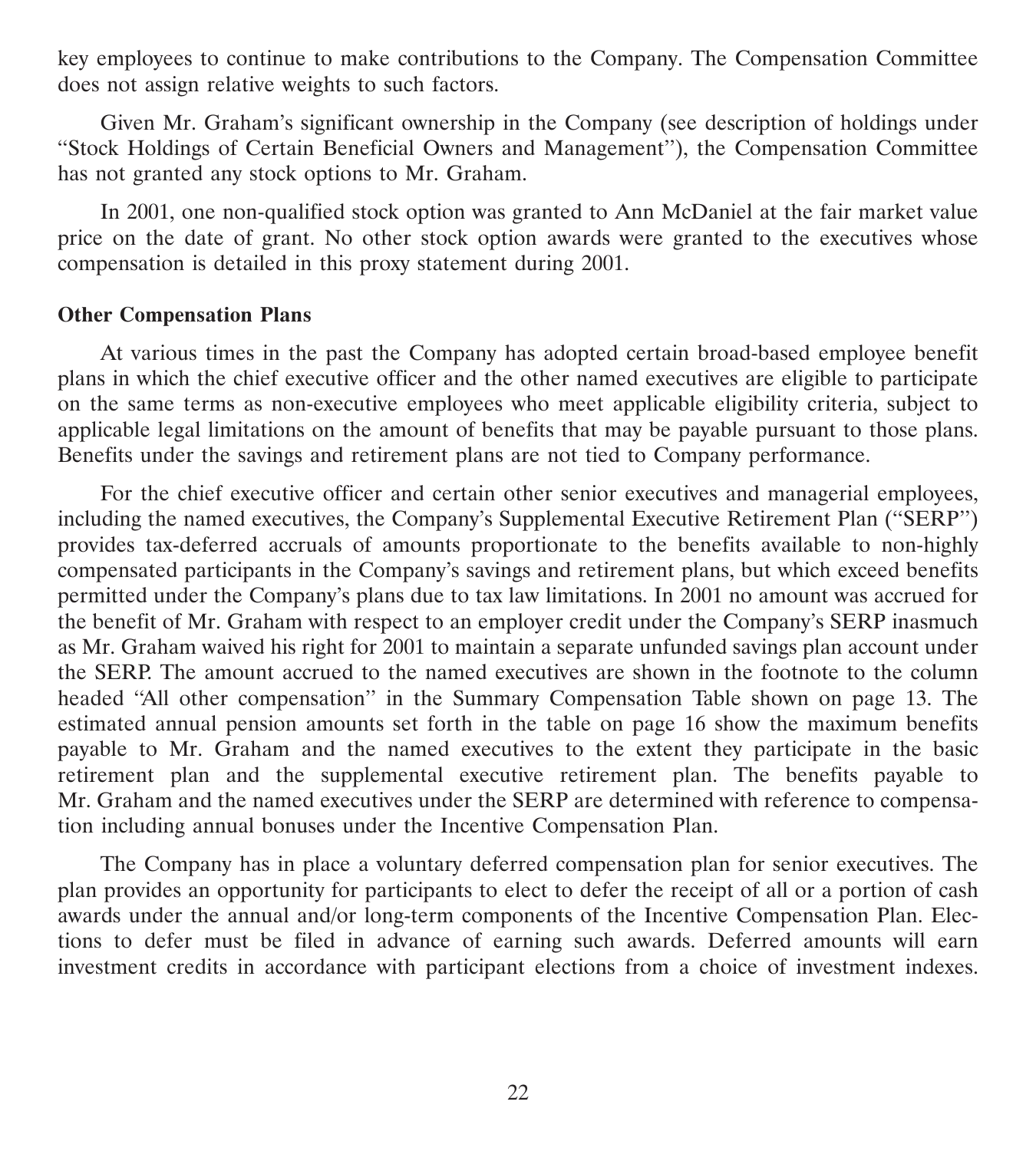key employees to continue to make contributions to the Company. The Compensation Committee does not assign relative weights to such factors.

Given Mr. Graham's significant ownership in the Company (see description of holdings under "Stock Holdings of Certain Beneficial Owners and Management"), the Compensation Committee has not granted any stock options to Mr. Graham.

In 2001, one non-qualified stock option was granted to Ann McDaniel at the fair market value price on the date of grant. No other stock option awards were granted to the executives whose compensation is detailed in this proxy statement during 2001.

**Other Compensation Plans**

At various times in the past the Company has adopted certain broad-based employee benefit plans in which the chief executive officer and the other named executives are eligible to participate on the same terms as non-executive employees who meet applicable eligibility criteria, subject to applicable legal limitations on the amount of benefits that may be payable pursuant to those plans. Benefits under the savings and retirement plans are not tied to Company performance.

For the chief executive officer and certain other senior executives and managerial employees, including the named executives, the Company's Supplemental Executive Retirement Plan ("SERP") provides tax-deferred accruals of amounts proportionate to the benefits available to non-highly compensated participants in the Company's savings and retirement plans, but which exceed benefits permitted under the Company's plans due to tax law limitations. In 2001 no amount was accrued for the benefit of Mr. Graham with respect to an employer credit under the Company's SERP inasmuch as Mr. Graham waived his right for 2001 to maintain a separate unfunded savings plan account under the SERP. The amount accrued to the named executives are shown in the footnote to the column headed "All other compensation" in the Summary Compensation Table shown on page 13. The estimated annual pension amounts set forth in the table on page 16 show the maximum benefits payable to Mr. Graham and the named executives to the extent they participate in the basic retirement plan and the supplemental executive retirement plan. The benefits payable to Mr. Graham and the named executives under the SERP are determined with reference to compensation including annual bonuses under the Incentive Compensation Plan.

The Company has in place a voluntary deferred compensation plan for senior executives. The plan provides an opportunity for participants to elect to defer the receipt of all or a portion of cash awards under the annual and/or long-term components of the Incentive Compensation Plan. Elections to defer must be filed in advance of earning such awards. Deferred amounts will earn investment credits in accordance with participant elections from a choice of investment indexes.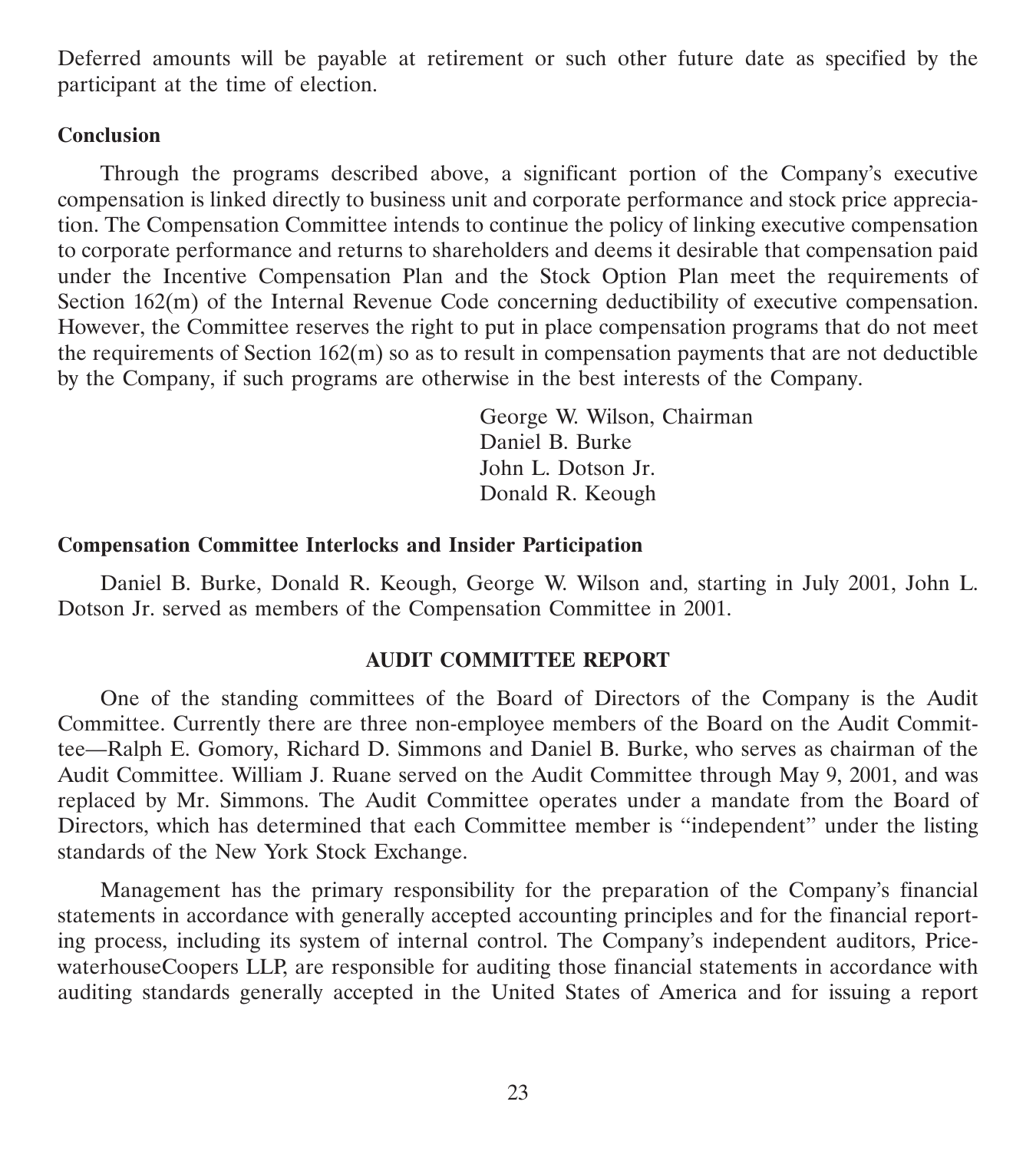Deferred amounts will be payable at retirement or such other future date as specified by the participant at the time of election.

**Conclusion**

Through the programs described above, a significant portion of the Company's executive compensation is linked directly to business unit and corporate performance and stock price appreciation. The Compensation Committee intends to continue the policy of linking executive compensation to corporate performance and returns to shareholders and deems it desirable that compensation paid under the Incentive Compensation Plan and the Stock Option Plan meet the requirements of Section 162(m) of the Internal Revenue Code concerning deductibility of executive compensation. However, the Committee reserves the right to put in place compensation programs that do not meet the requirements of Section 162(m) so as to result in compensation payments that are not deductible by the Company, if such programs are otherwise in the best interests of the Company.

George W. Wilson, Chairman
Daniel B. Burke
John L. Dotson Jr.
Donald R. Keough

**Compensation Committee Interlocks and Insider Participation**

Daniel B. Burke, Donald R. Keough, George W. Wilson and, starting in July 2001, John L. Dotson Jr. served as members of the Compensation Committee in 2001.

## AUDIT COMMITTEE REPORT

One of the standing committees of the Board of Directors of the Company is the Audit Committee. Currently there are three non-employee members of the Board on the Audit Committee—Ralph E. Gomory, Richard D. Simmons and Daniel B. Burke, who serves as chairman of the Audit Committee. William J. Ruane served on the Audit Committee through May 9, 2001, and was replaced by Mr. Simmons. The Audit Committee operates under a mandate from the Board of Directors, which has determined that each Committee member is "independent" under the listing standards of the New York Stock Exchange.

Management has the primary responsibility for the preparation of the Company's financial statements in accordance with generally accepted accounting principles and for the financial reporting process, including its system of internal control. The Company's independent auditors, PricewaterhouseCoopers LLP, are responsible for auditing those financial statements in accordance with auditing standards generally accepted in the United States of America and for issuing a report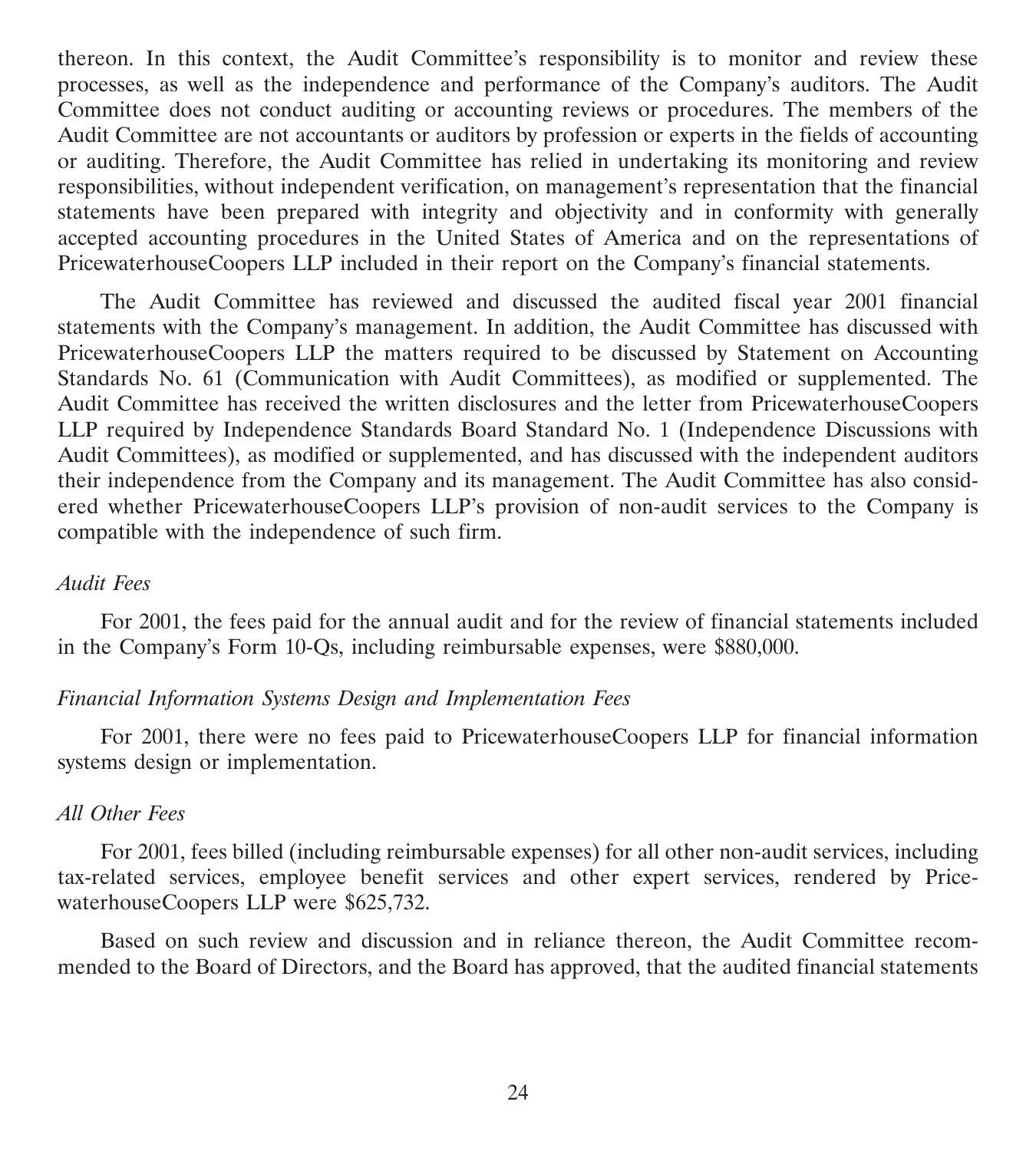thereon. In this context, the Audit Committee's responsibility is to monitor and review these processes, as well as the independence and performance of the Company's auditors. The Audit Committee does not conduct auditing or accounting reviews or procedures. The members of the Audit Committee are not accountants or auditors by profession or experts in the fields of accounting or auditing. Therefore, the Audit Committee has relied in undertaking its monitoring and review responsibilities, without independent verification, on management's representation that the financial statements have been prepared with integrity and objectivity and in conformity with generally accepted accounting procedures in the United States of America and on the representations of PricewaterhouseCoopers LLP included in their report on the Company's financial statements.

The Audit Committee has reviewed and discussed the audited fiscal year 2001 financial statements with the Company's management. In addition, the Audit Committee has discussed with PricewaterhouseCoopers LLP the matters required to be discussed by Statement on Accounting Standards No. 61 (Communication with Audit Committees), as modified or supplemented. The Audit Committee has received the written disclosures and the letter from PricewaterhouseCoopers LLP required by Independence Standards Board Standard No. 1 (Independence Discussions with Audit Committees), as modified or supplemented, and has discussed with the independent auditors their independence from the Company and its management. The Audit Committee has also considered whether PricewaterhouseCoopers LLP's provision of non-audit services to the Company is compatible with the independence of such firm.

*Audit Fees*

For 2001, the fees paid for the annual audit and for the review of financial statements included in the Company's Form 10-Qs, including reimbursable expenses, were $880,000.

*Financial Information Systems Design and Implementation Fees*

For 2001, there were no fees paid to PricewaterhouseCoopers LLP for financial information systems design or implementation.

*All Other Fees*

For 2001, fees billed (including reimbursable expenses) for all other non-audit services, including tax-related services, employee benefit services and other expert services, rendered by PricewaterhouseCoopers LLP were $625,732.

Based on such review and discussion and in reliance thereon, the Audit Committee recommended to the Board of Directors, and the Board has approved, that the audited financial statements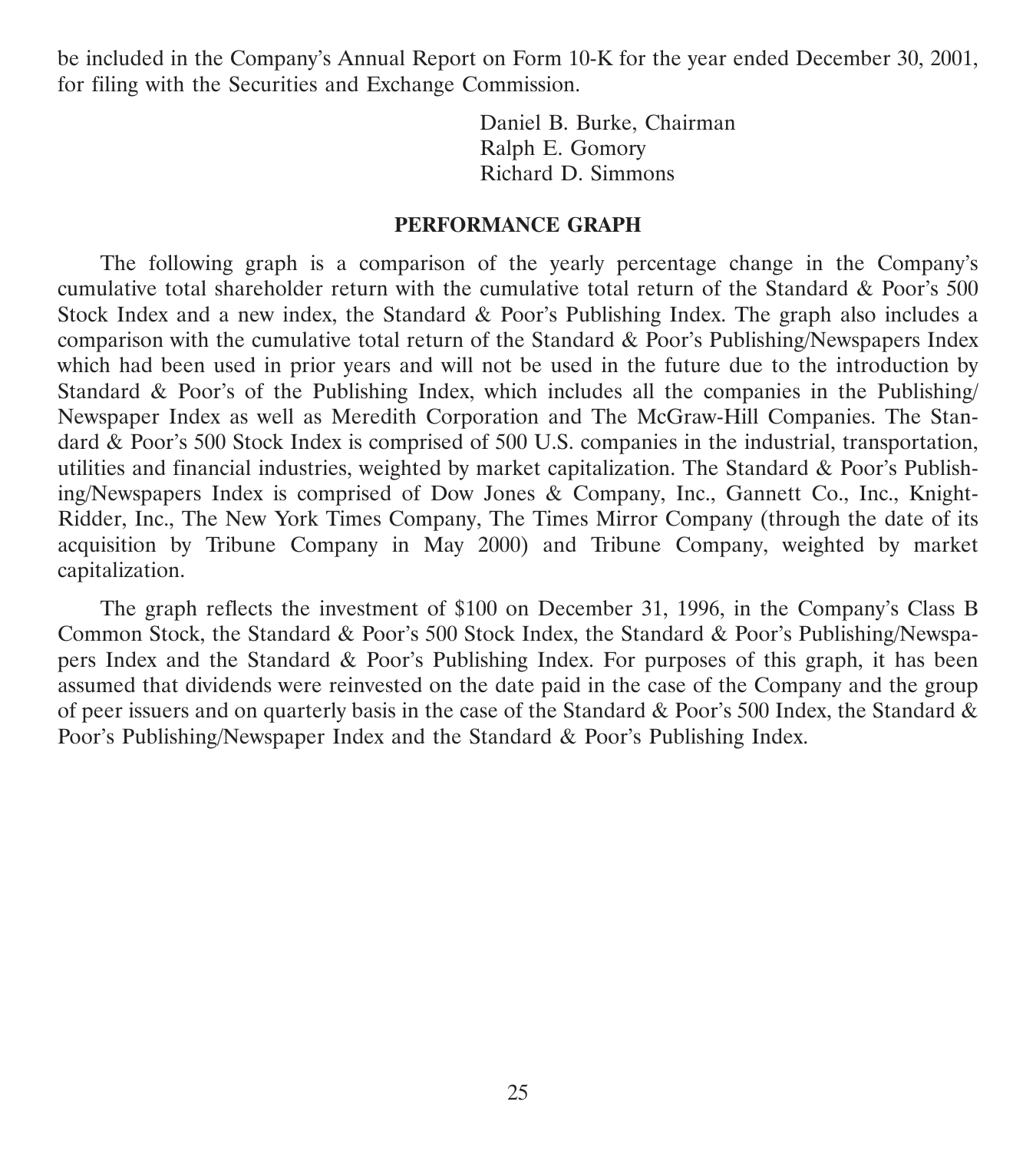be included in the Company's Annual Report on Form 10-K for the year ended December 30, 2001, for filing with the Securities and Exchange Commission.

Daniel B. Burke, Chairman
Ralph E. Gomory
Richard D. Simmons

## PERFORMANCE GRAPH

The following graph is a comparison of the yearly percentage change in the Company's cumulative total shareholder return with the cumulative total return of the Standard & Poor's 500 Stock Index and a new index, the Standard & Poor's Publishing Index. The graph also includes a comparison with the cumulative total return of the Standard & Poor's Publishing/Newspapers Index which had been used in prior years and will not be used in the future due to the introduction by Standard & Poor's of the Publishing Index, which includes all the companies in the Publishing/ Newspaper Index as well as Meredith Corporation and The McGraw-Hill Companies. The Standard & Poor's 500 Stock Index is comprised of 500 U.S. companies in the industrial, transportation, utilities and financial industries, weighted by market capitalization. The Standard & Poor's Publishing/Newspapers Index is comprised of Dow Jones & Company, Inc., Gannett Co., Inc., Knight-Ridder, Inc., The New York Times Company, The Times Mirror Company (through the date of its acquisition by Tribune Company in May 2000) and Tribune Company, weighted by market capitalization.

The graph reflects the investment of $100 on December 31, 1996, in the Company's Class B Common Stock, the Standard & Poor's 500 Stock Index, the Standard & Poor's Publishing/Newspapers Index and the Standard & Poor's Publishing Index. For purposes of this graph, it has been assumed that dividends were reinvested on the date paid in the case of the Company and the group of peer issuers and on quarterly basis in the case of the Standard & Poor's 500 Index, the Standard & Poor's Publishing/Newspaper Index and the Standard & Poor's Publishing Index.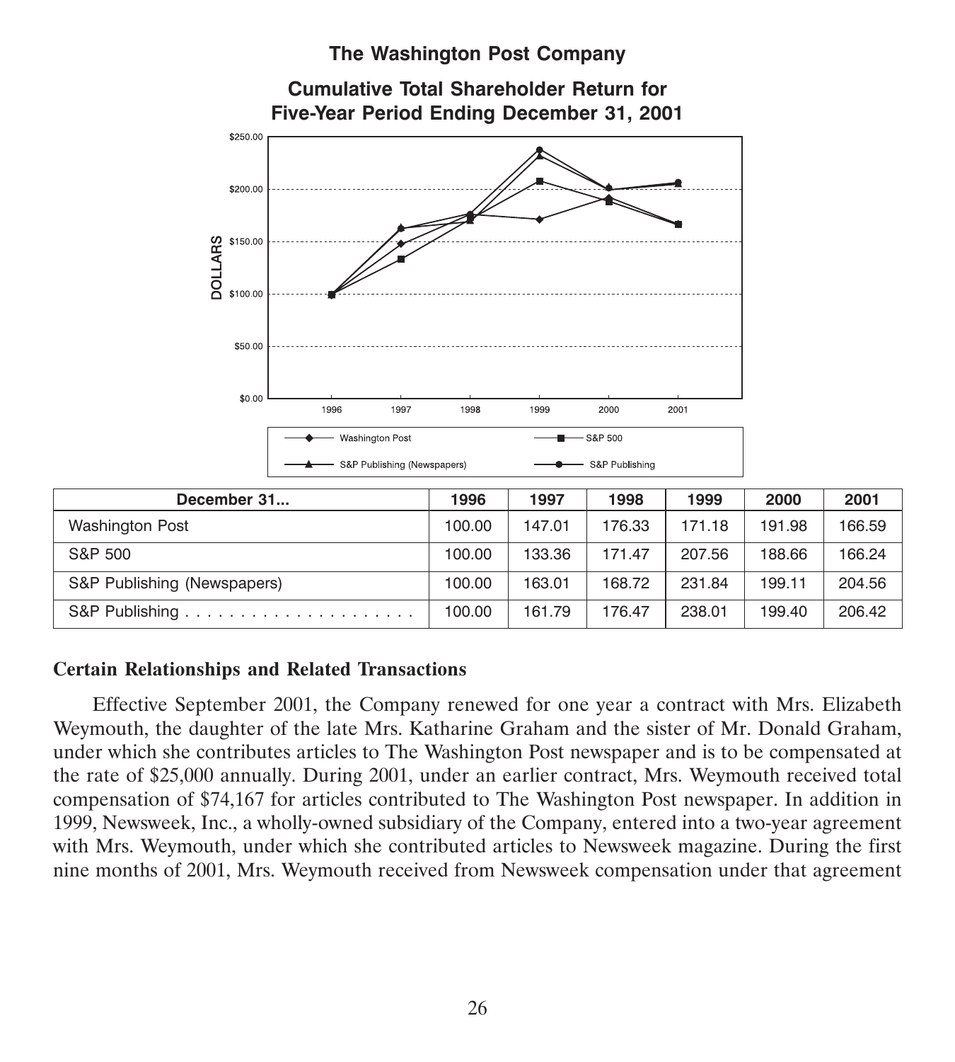### The Washington Post Company

### Cumulative Total Shareholder Return for Five-Year Period Ending December 31, 2001

| December 31... | 1996 | 1997 | 1998 | 1999 | 2000 | 2001 |
|---|---|---|---|---|---|---|
| Washington Post | 100.00 | 147.01 | 176.33 | 171.18 | 191.98 | 166.59 |
| S&P 500 | 100.00 | 133.36 | 171.47 | 207.56 | 188.66 | 166.24 |
| S&P Publishing (Newspapers) | 100.00 | 163.01 | 168.72 | 231.84 | 199.11 | 204.56 |
| S&P Publishing . . . . . . . . . . . . . . . . . . . . . . | 100.00 | 161.79 | 176.47 | 238.01 | 199.40 | 206.42 |

**Certain Relationships and Related Transactions**

Effective September 2001, the Company renewed for one year a contract with Mrs. Elizabeth Weymouth, the daughter of the late Mrs. Katharine Graham and the sister of Mr. Donald Graham, under which she contributes articles to The Washington Post newspaper and is to be compensated at the rate of $25,000 annually. During 2001, under an earlier contract, Mrs. Weymouth received total compensation of $74,167 for articles contributed to The Washington Post newspaper. In addition in 1999, Newsweek, Inc., a wholly-owned subsidiary of the Company, entered into a two-year agreement with Mrs. Weymouth, under which she contributed articles to Newsweek magazine. During the first nine months of 2001, Mrs. Weymouth received from Newsweek compensation under that agreement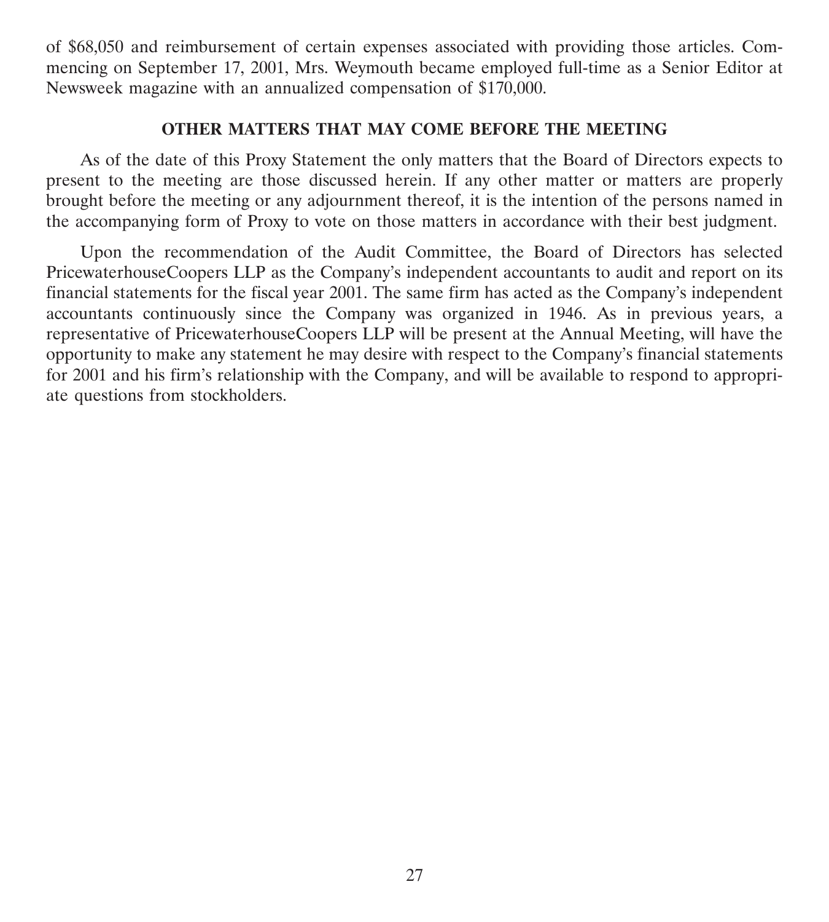of $68,050 and reimbursement of certain expenses associated with providing those articles. Commencing on September 17, 2001, Mrs. Weymouth became employed full-time as a Senior Editor at Newsweek magazine with an annualized compensation of $170,000.

## OTHER MATTERS THAT MAY COME BEFORE THE MEETING

As of the date of this Proxy Statement the only matters that the Board of Directors expects to present to the meeting are those discussed herein. If any other matter or matters are properly brought before the meeting or any adjournment thereof, it is the intention of the persons named in the accompanying form of Proxy to vote on those matters in accordance with their best judgment.

Upon the recommendation of the Audit Committee, the Board of Directors has selected PricewaterhouseCoopers LLP as the Company's independent accountants to audit and report on its financial statements for the fiscal year 2001. The same firm has acted as the Company's independent accountants continuously since the Company was organized in 1946. As in previous years, a representative of PricewaterhouseCoopers LLP will be present at the Annual Meeting, will have the opportunity to make any statement he may desire with respect to the Company's financial statements for 2001 and his firm's relationship with the Company, and will be available to respond to appropriate questions from stockholders.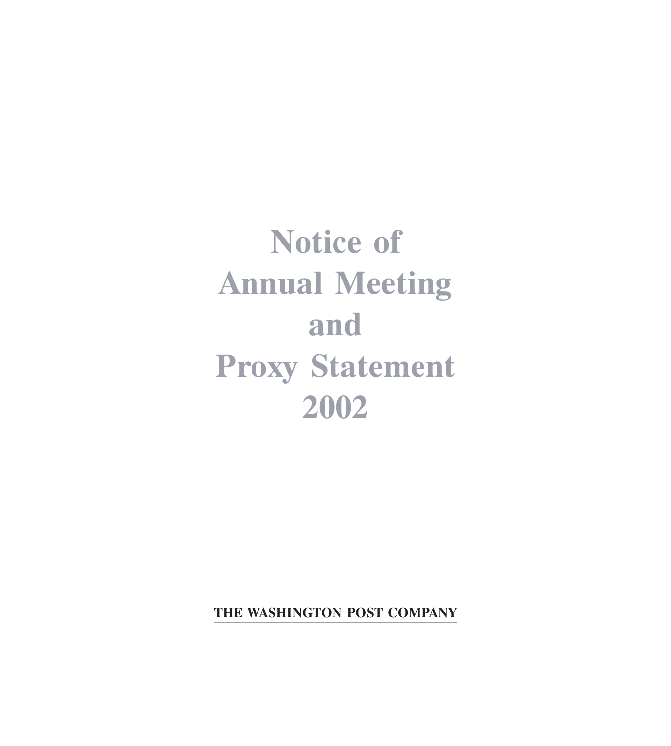# Notice of Annual Meeting and Proxy Statement 2002

**THE WASHINGTON POST COMPANY**